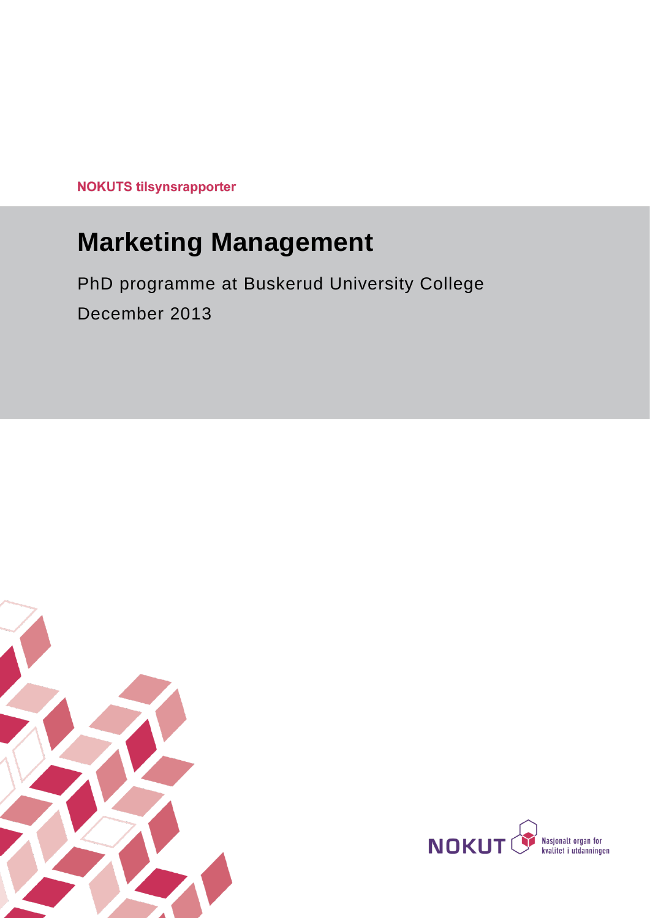NOKUTS tilsynsrapporter

# Marketing Management

PhD programme at Buskerud University College

December 2013

NOKUT Nasjonalt organ for kvalitet i utdanningen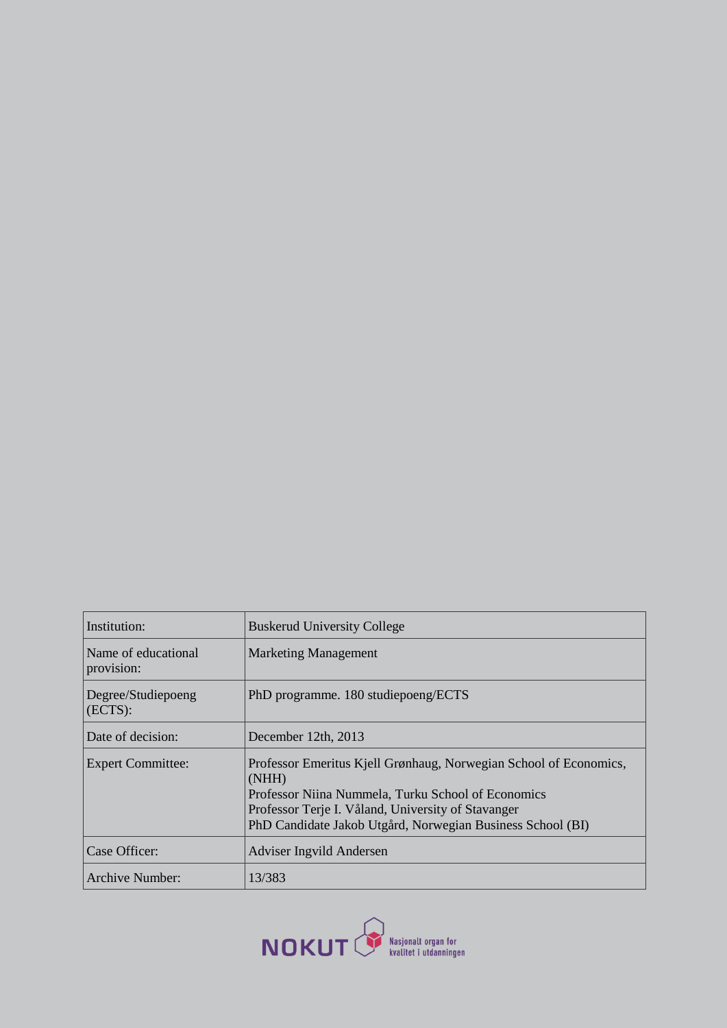| Institution: | Buskerud University College |
| --- | --- |
| Name of educational provision: | Marketing Management |
| Degree/Studiepoeng (ECTS): | PhD programme. 180 studiepoeng/ECTS |
| Date of decision: | December 12th, 2013 |
| Expert Committee: | Professor Emeritus Kjell Grønhaug, Norwegian School of Economics, (NHH)<br>Professor Niina Nummela, Turku School of Economics<br>Professor Terje I. Våland, University of Stavanger<br>PhD Candidate Jakob Utgård, Norwegian Business School (BI) |
| Case Officer: | Adviser Ingvild Andersen |
| Archive Number: | 13/383 |

NOKUT Nasjonalt organ for kvalitet i utdanningen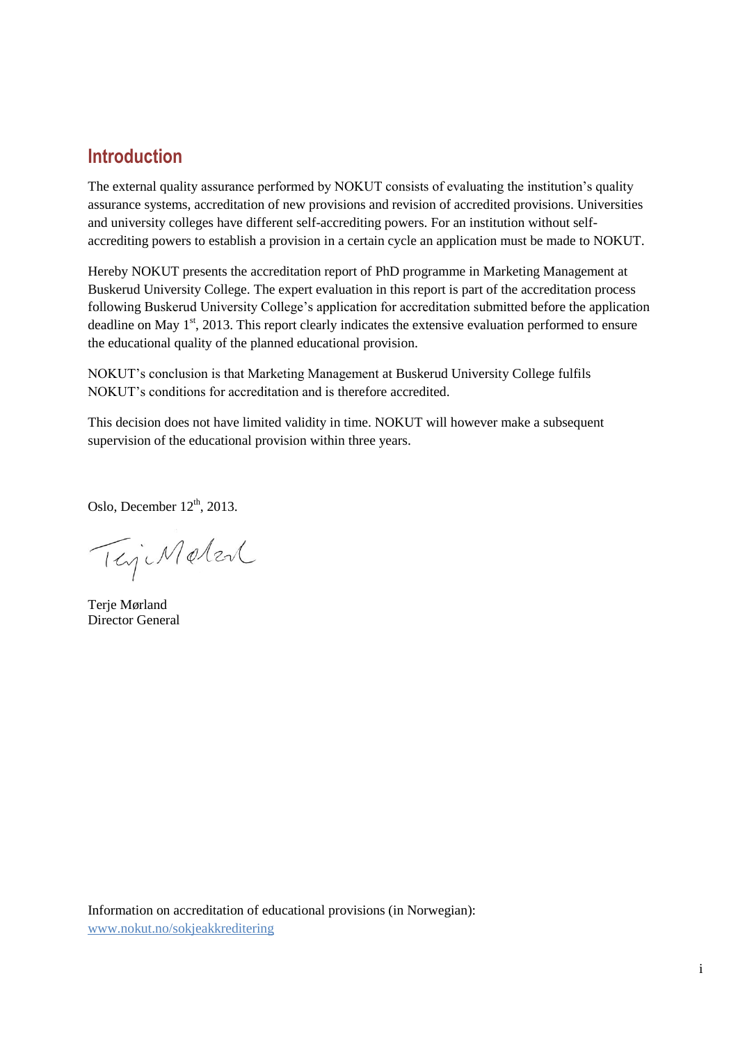## Introduction

The external quality assurance performed by NOKUT consists of evaluating the institution's quality assurance systems, accreditation of new provisions and revision of accredited provisions. Universities and university colleges have different self-accrediting powers. For an institution without self-accrediting powers to establish a provision in a certain cycle an application must be made to NOKUT.

Hereby NOKUT presents the accreditation report of PhD programme in Marketing Management at Buskerud University College. The expert evaluation in this report is part of the accreditation process following Buskerud University College's application for accreditation submitted before the application deadline on May 1st, 2013. This report clearly indicates the extensive evaluation performed to ensure the educational quality of the planned educational provision.

NOKUT's conclusion is that Marketing Management at Buskerud University College fulfils NOKUT's conditions for accreditation and is therefore accredited.

This decision does not have limited validity in time. NOKUT will however make a subsequent supervision of the educational provision within three years.

Oslo, December 12th, 2013.

Terje Mørland
Director General

Information on accreditation of educational provisions (in Norwegian):
www.nokut.no/sokjeakkreditering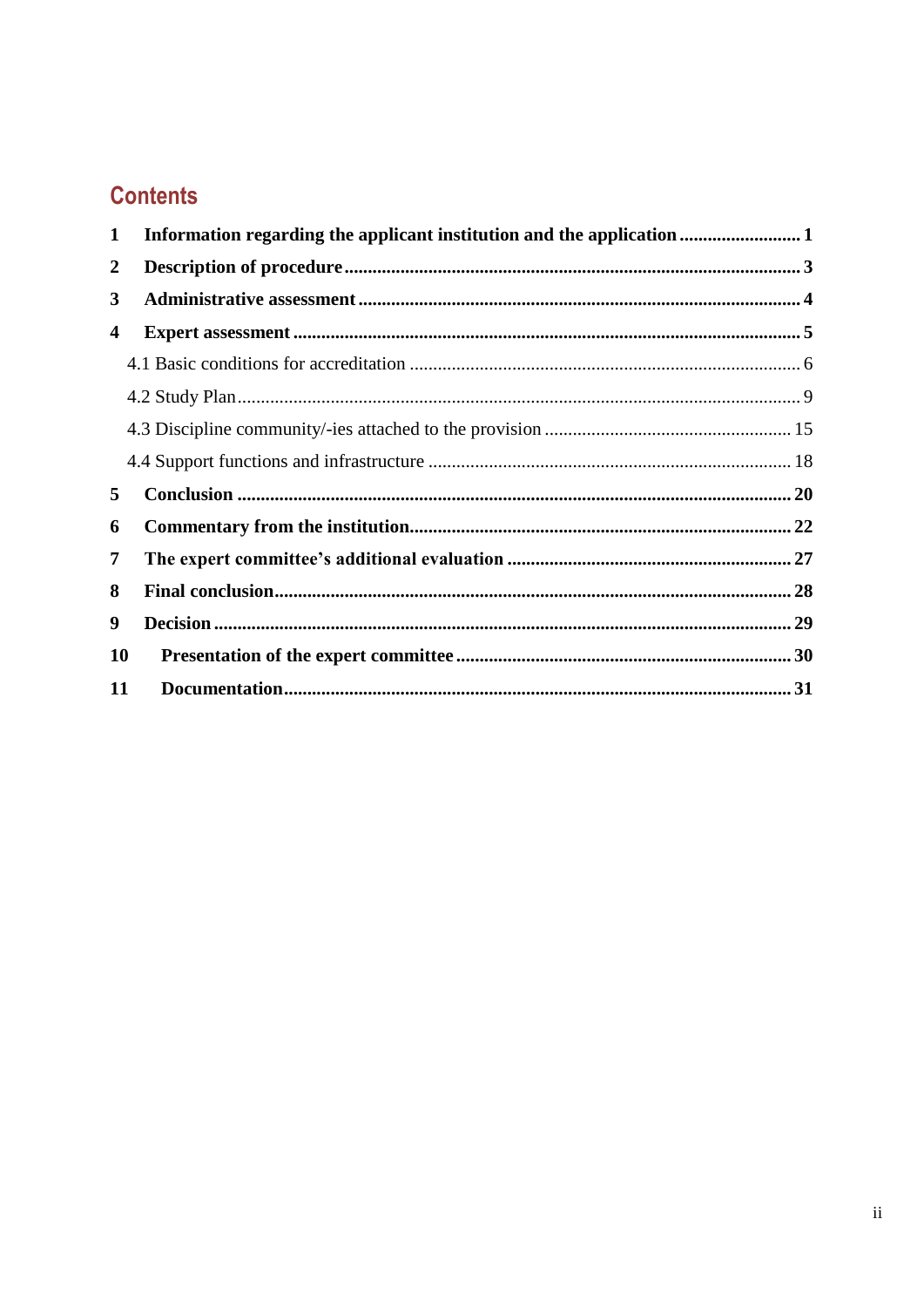## Contents

1 **Information regarding the applicant institution and the application** .......................... 1

2 **Description of procedure** ................................................................................................ 3

3 **Administrative assessment** .............................................................................................. 4

4 **Expert assessment** ........................................................................................................... 5

4.1 Basic conditions for accreditation ................................................................................... 6

4.2 Study Plan ........................................................................................................................ 9

4.3 Discipline community/-ies attached to the provision .................................................... 15

4.4 Support functions and infrastructure ............................................................................. 18

5 **Conclusion** ..................................................................................................................... 20

6 **Commentary from the institution** ................................................................................. 22

7 **The expert committee's additional evaluation** ............................................................ 27

8 **Final conclusion** .............................................................................................................. 28

9 **Decision** .......................................................................................................................... 29

10 **Presentation of the expert committee** ......................................................................... 30

11 **Documentation** ............................................................................................................. 31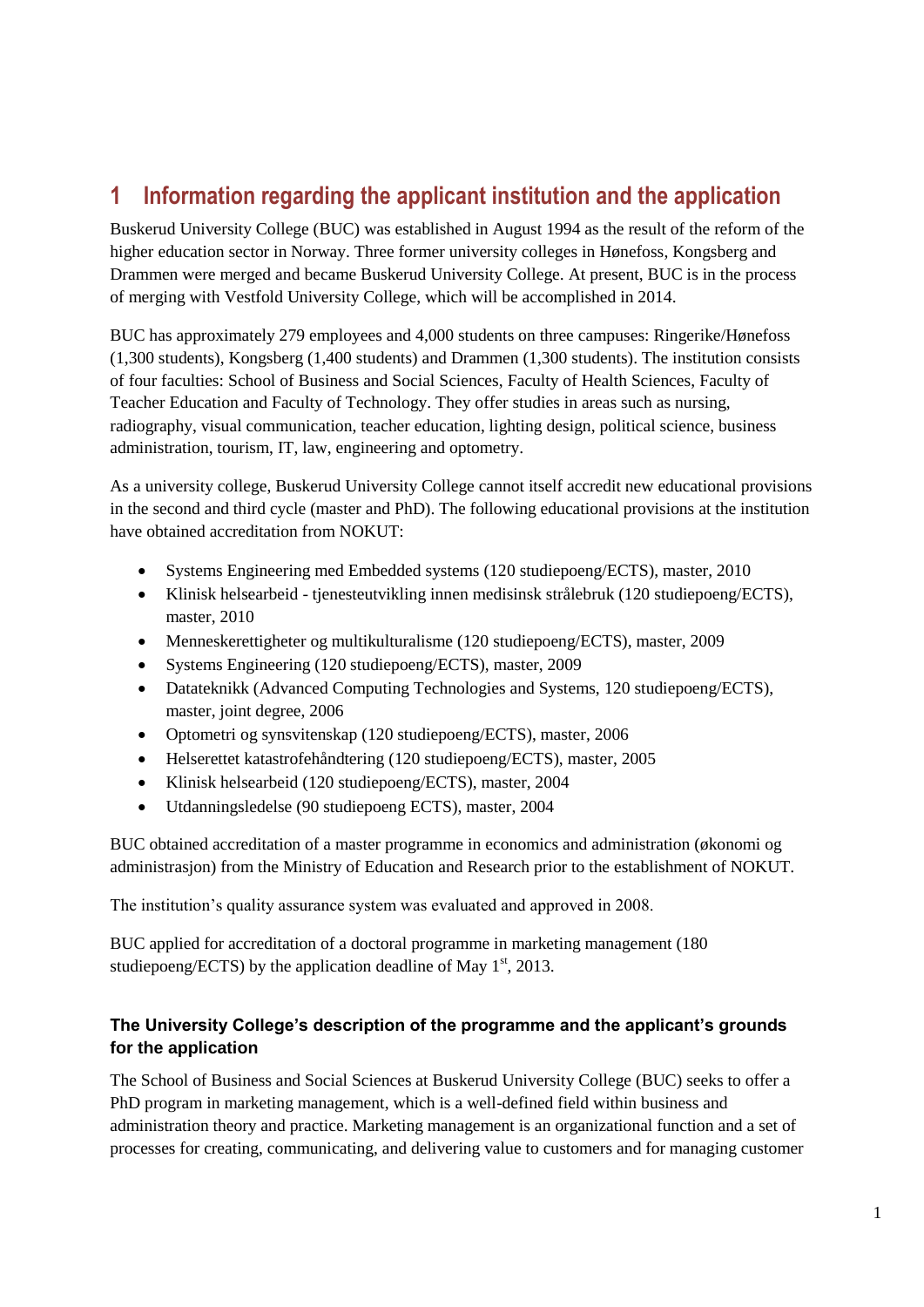# 1 Information regarding the applicant institution and the application

Buskerud University College (BUC) was established in August 1994 as the result of the reform of the higher education sector in Norway. Three former university colleges in Hønefoss, Kongsberg and Drammen were merged and became Buskerud University College. At present, BUC is in the process of merging with Vestfold University College, which will be accomplished in 2014.

BUC has approximately 279 employees and 4,000 students on three campuses: Ringerike/Hønefoss (1,300 students), Kongsberg (1,400 students) and Drammen (1,300 students). The institution consists of four faculties: School of Business and Social Sciences, Faculty of Health Sciences, Faculty of Teacher Education and Faculty of Technology. They offer studies in areas such as nursing, radiography, visual communication, teacher education, lighting design, political science, business administration, tourism, IT, law, engineering and optometry.

As a university college, Buskerud University College cannot itself accredit new educational provisions in the second and third cycle (master and PhD). The following educational provisions at the institution have obtained accreditation from NOKUT:

- Systems Engineering med Embedded systems (120 studiepoeng/ECTS), master, 2010
- Klinisk helsearbeid - tjenesteutvikling innen medisinsk strålebruk (120 studiepoeng/ECTS), master, 2010
- Menneskerettigheter og multikulturalisme (120 studiepoeng/ECTS), master, 2009
- Systems Engineering (120 studiepoeng/ECTS), master, 2009
- Datateknikk (Advanced Computing Technologies and Systems, 120 studiepoeng/ECTS), master, joint degree, 2006
- Optometri og synsvitenskap (120 studiepoeng/ECTS), master, 2006
- Helserettet katastrofehåndtering (120 studiepoeng/ECTS), master, 2005
- Klinisk helsearbeid (120 studiepoeng/ECTS), master, 2004
- Utdanningsledelse (90 studiepoeng ECTS), master, 2004

BUC obtained accreditation of a master programme in economics and administration (økonomi og administrasjon) from the Ministry of Education and Research prior to the establishment of NOKUT.

The institution's quality assurance system was evaluated and approved in 2008.

BUC applied for accreditation of a doctoral programme in marketing management (180 studiepoeng/ECTS) by the application deadline of May 1st, 2013.

### The University College's description of the programme and the applicant's grounds for the application

The School of Business and Social Sciences at Buskerud University College (BUC) seeks to offer a PhD program in marketing management, which is a well-defined field within business and administration theory and practice. Marketing management is an organizational function and a set of processes for creating, communicating, and delivering value to customers and for managing customer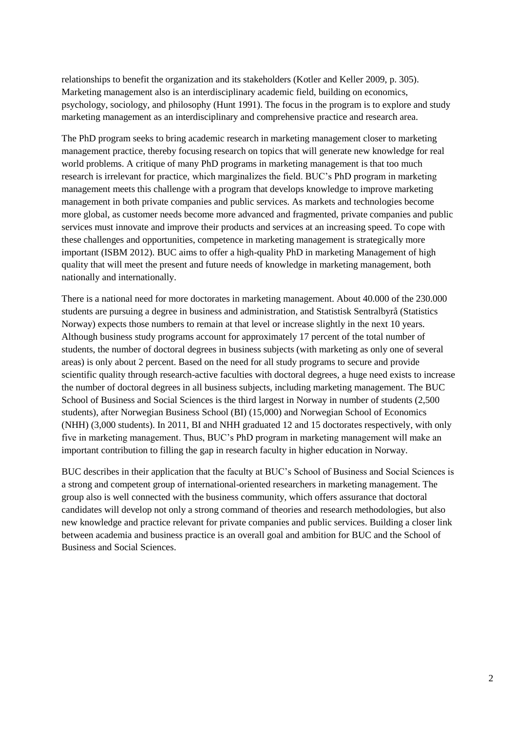relationships to benefit the organization and its stakeholders (Kotler and Keller 2009, p. 305). Marketing management also is an interdisciplinary academic field, building on economics, psychology, sociology, and philosophy (Hunt 1991). The focus in the program is to explore and study marketing management as an interdisciplinary and comprehensive practice and research area.

The PhD program seeks to bring academic research in marketing management closer to marketing management practice, thereby focusing research on topics that will generate new knowledge for real world problems. A critique of many PhD programs in marketing management is that too much research is irrelevant for practice, which marginalizes the field. BUC's PhD program in marketing management meets this challenge with a program that develops knowledge to improve marketing management in both private companies and public services. As markets and technologies become more global, as customer needs become more advanced and fragmented, private companies and public services must innovate and improve their products and services at an increasing speed. To cope with these challenges and opportunities, competence in marketing management is strategically more important (ISBM 2012). BUC aims to offer a high-quality PhD in marketing Management of high quality that will meet the present and future needs of knowledge in marketing management, both nationally and internationally.

There is a national need for more doctorates in marketing management. About 40.000 of the 230.000 students are pursuing a degree in business and administration, and Statistisk Sentralbyrå (Statistics Norway) expects those numbers to remain at that level or increase slightly in the next 10 years. Although business study programs account for approximately 17 percent of the total number of students, the number of doctoral degrees in business subjects (with marketing as only one of several areas) is only about 2 percent. Based on the need for all study programs to secure and provide scientific quality through research-active faculties with doctoral degrees, a huge need exists to increase the number of doctoral degrees in all business subjects, including marketing management. The BUC School of Business and Social Sciences is the third largest in Norway in number of students (2,500 students), after Norwegian Business School (BI) (15,000) and Norwegian School of Economics (NHH) (3,000 students). In 2011, BI and NHH graduated 12 and 15 doctorates respectively, with only five in marketing management. Thus, BUC's PhD program in marketing management will make an important contribution to filling the gap in research faculty in higher education in Norway.

BUC describes in their application that the faculty at BUC's School of Business and Social Sciences is a strong and competent group of international-oriented researchers in marketing management. The group also is well connected with the business community, which offers assurance that doctoral candidates will develop not only a strong command of theories and research methodologies, but also new knowledge and practice relevant for private companies and public services. Building a closer link between academia and business practice is an overall goal and ambition for BUC and the School of Business and Social Sciences.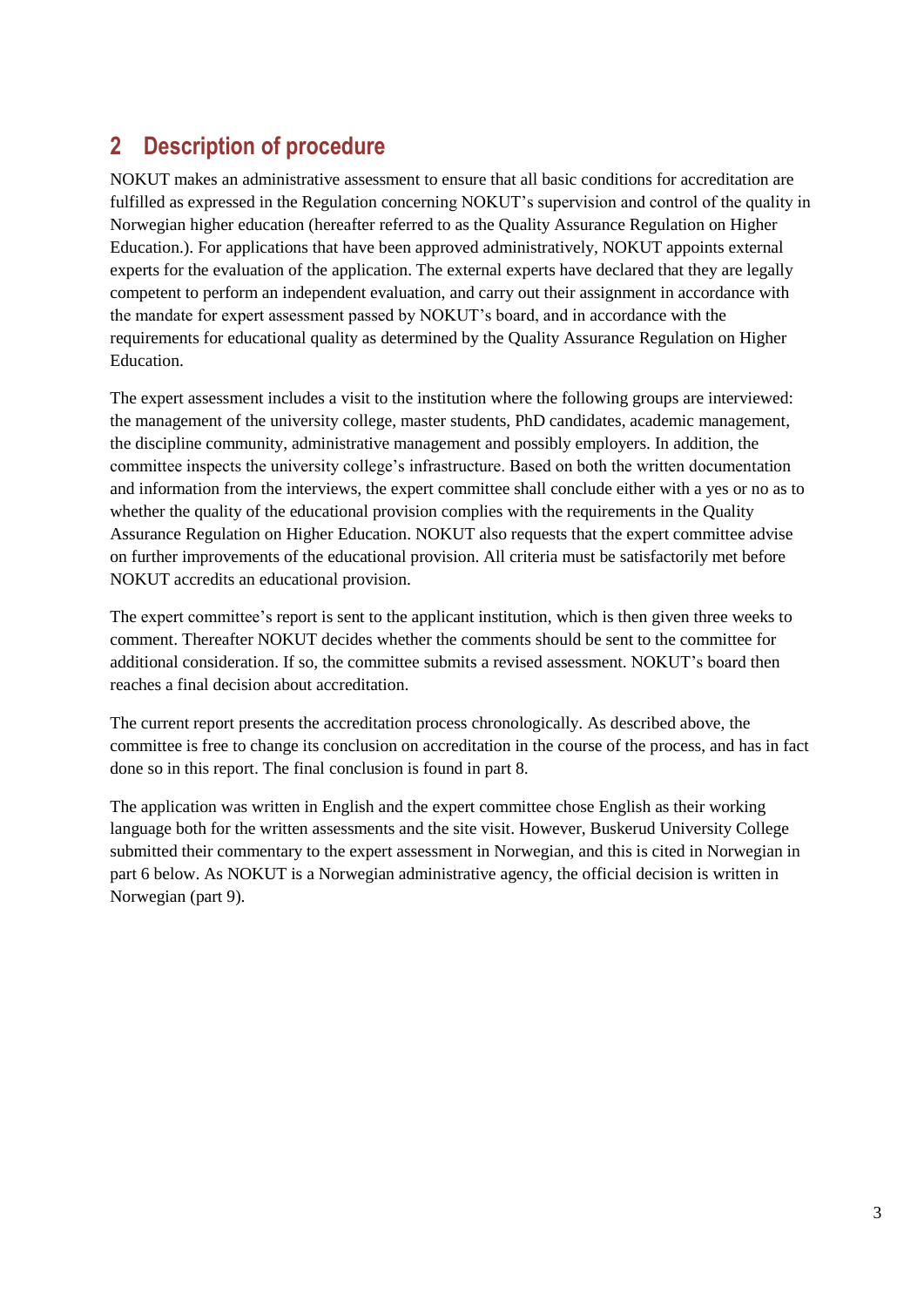# 2 Description of procedure

NOKUT makes an administrative assessment to ensure that all basic conditions for accreditation are fulfilled as expressed in the Regulation concerning NOKUT's supervision and control of the quality in Norwegian higher education (hereafter referred to as the Quality Assurance Regulation on Higher Education.). For applications that have been approved administratively, NOKUT appoints external experts for the evaluation of the application. The external experts have declared that they are legally competent to perform an independent evaluation, and carry out their assignment in accordance with the mandate for expert assessment passed by NOKUT's board, and in accordance with the requirements for educational quality as determined by the Quality Assurance Regulation on Higher Education.

The expert assessment includes a visit to the institution where the following groups are interviewed: the management of the university college, master students, PhD candidates, academic management, the discipline community, administrative management and possibly employers. In addition, the committee inspects the university college's infrastructure. Based on both the written documentation and information from the interviews, the expert committee shall conclude either with a yes or no as to whether the quality of the educational provision complies with the requirements in the Quality Assurance Regulation on Higher Education. NOKUT also requests that the expert committee advise on further improvements of the educational provision. All criteria must be satisfactorily met before NOKUT accredits an educational provision.

The expert committee's report is sent to the applicant institution, which is then given three weeks to comment. Thereafter NOKUT decides whether the comments should be sent to the committee for additional consideration. If so, the committee submits a revised assessment. NOKUT's board then reaches a final decision about accreditation.

The current report presents the accreditation process chronologically. As described above, the committee is free to change its conclusion on accreditation in the course of the process, and has in fact done so in this report. The final conclusion is found in part 8.

The application was written in English and the expert committee chose English as their working language both for the written assessments and the site visit. However, Buskerud University College submitted their commentary to the expert assessment in Norwegian, and this is cited in Norwegian in part 6 below. As NOKUT is a Norwegian administrative agency, the official decision is written in Norwegian (part 9).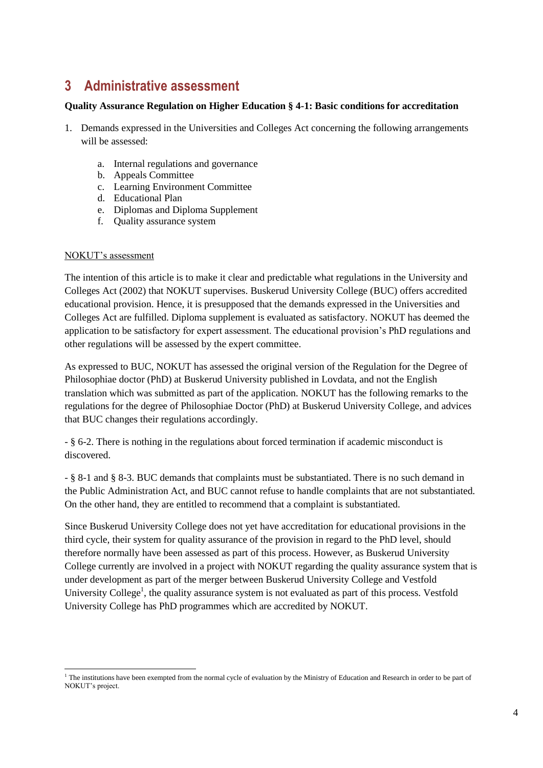# 3 Administrative assessment

**Quality Assurance Regulation on Higher Education § 4-1: Basic conditions for accreditation**

1. Demands expressed in the Universities and Colleges Act concerning the following arrangements will be assessed:

   a. Internal regulations and governance
   b. Appeals Committee
   c. Learning Environment Committee
   d. Educational Plan
   e. Diplomas and Diploma Supplement
   f. Quality assurance system

<u>NOKUT's assessment</u>

The intention of this article is to make it clear and predictable what regulations in the University and Colleges Act (2002) that NOKUT supervises. Buskerud University College (BUC) offers accredited educational provision. Hence, it is presupposed that the demands expressed in the Universities and Colleges Act are fulfilled. Diploma supplement is evaluated as satisfactory. NOKUT has deemed the application to be satisfactory for expert assessment. The educational provision's PhD regulations and other regulations will be assessed by the expert committee.

As expressed to BUC, NOKUT has assessed the original version of the Regulation for the Degree of Philosophiae doctor (PhD) at Buskerud University published in Lovdata, and not the English translation which was submitted as part of the application. NOKUT has the following remarks to the regulations for the degree of Philosophiae Doctor (PhD) at Buskerud University College, and advices that BUC changes their regulations accordingly.

- § 6-2. There is nothing in the regulations about forced termination if academic misconduct is discovered.

- § 8-1 and § 8-3. BUC demands that complaints must be substantiated. There is no such demand in the Public Administration Act, and BUC cannot refuse to handle complaints that are not substantiated. On the other hand, they are entitled to recommend that a complaint is substantiated.

Since Buskerud University College does not yet have accreditation for educational provisions in the third cycle, their system for quality assurance of the provision in regard to the PhD level, should therefore normally have been assessed as part of this process. However, as Buskerud University College currently are involved in a project with NOKUT regarding the quality assurance system that is under development as part of the merger between Buskerud University College and Vestfold University College[1], the quality assurance system is not evaluated as part of this process. Vestfold University College has PhD programmes which are accredited by NOKUT.

---

[1] The institutions have been exempted from the normal cycle of evaluation by the Ministry of Education and Research in order to be part of NOKUT's project.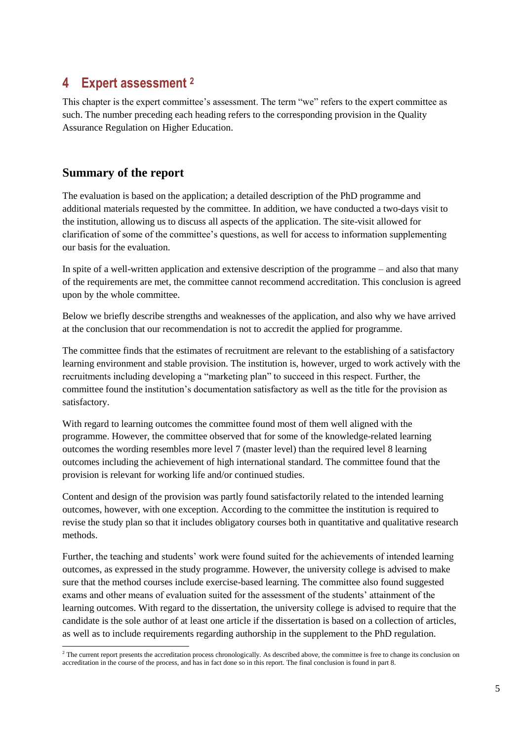# 4 Expert assessment [2]

This chapter is the expert committee's assessment. The term "we" refers to the expert committee as such. The number preceding each heading refers to the corresponding provision in the Quality Assurance Regulation on Higher Education.

## Summary of the report

The evaluation is based on the application; a detailed description of the PhD programme and additional materials requested by the committee. In addition, we have conducted a two-days visit to the institution, allowing us to discuss all aspects of the application. The site-visit allowed for clarification of some of the committee's questions, as well for access to information supplementing our basis for the evaluation.

In spite of a well-written application and extensive description of the programme – and also that many of the requirements are met, the committee cannot recommend accreditation. This conclusion is agreed upon by the whole committee.

Below we briefly describe strengths and weaknesses of the application, and also why we have arrived at the conclusion that our recommendation is not to accredit the applied for programme.

The committee finds that the estimates of recruitment are relevant to the establishing of a satisfactory learning environment and stable provision. The institution is, however, urged to work actively with the recruitments including developing a "marketing plan" to succeed in this respect. Further, the committee found the institution's documentation satisfactory as well as the title for the provision as satisfactory.

With regard to learning outcomes the committee found most of them well aligned with the programme. However, the committee observed that for some of the knowledge-related learning outcomes the wording resembles more level 7 (master level) than the required level 8 learning outcomes including the achievement of high international standard. The committee found that the provision is relevant for working life and/or continued studies.

Content and design of the provision was partly found satisfactorily related to the intended learning outcomes, however, with one exception. According to the committee the institution is required to revise the study plan so that it includes obligatory courses both in quantitative and qualitative research methods.

Further, the teaching and students' work were found suited for the achievements of intended learning outcomes, as expressed in the study programme. However, the university college is advised to make sure that the method courses include exercise-based learning. The committee also found suggested exams and other means of evaluation suited for the assessment of the students' attainment of the learning outcomes. With regard to the dissertation, the university college is advised to require that the candidate is the sole author of at least one article if the dissertation is based on a collection of articles, as well as to include requirements regarding authorship in the supplement to the PhD regulation.

[2] The current report presents the accreditation process chronologically. As described above, the committee is free to change its conclusion on accreditation in the course of the process, and has in fact done so in this report. The final conclusion is found in part 8.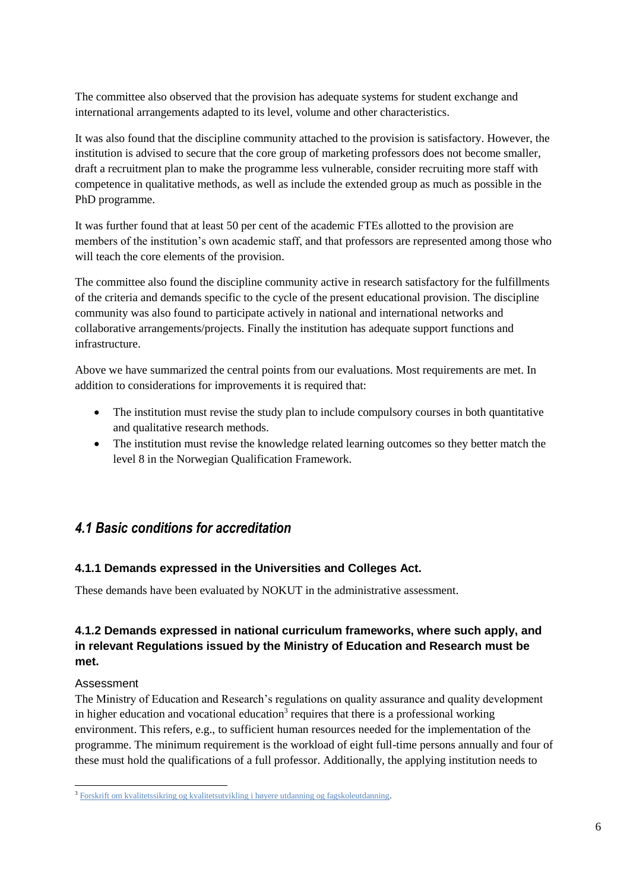The committee also observed that the provision has adequate systems for student exchange and international arrangements adapted to its level, volume and other characteristics.

It was also found that the discipline community attached to the provision is satisfactory. However, the institution is advised to secure that the core group of marketing professors does not become smaller, draft a recruitment plan to make the programme less vulnerable, consider recruiting more staff with competence in qualitative methods, as well as include the extended group as much as possible in the PhD programme.

It was further found that at least 50 per cent of the academic FTEs allotted to the provision are members of the institution's own academic staff, and that professors are represented among those who will teach the core elements of the provision.

The committee also found the discipline community active in research satisfactory for the fulfillments of the criteria and demands specific to the cycle of the present educational provision. The discipline community was also found to participate actively in national and international networks and collaborative arrangements/projects. Finally the institution has adequate support functions and infrastructure.

Above we have summarized the central points from our evaluations. Most requirements are met. In addition to considerations for improvements it is required that:

- The institution must revise the study plan to include compulsory courses in both quantitative and qualitative research methods.
- The institution must revise the knowledge related learning outcomes so they better match the level 8 in the Norwegian Qualification Framework.

## *4.1 Basic conditions for accreditation*

### 4.1.1 Demands expressed in the Universities and Colleges Act.

These demands have been evaluated by NOKUT in the administrative assessment.

### 4.1.2 Demands expressed in national curriculum frameworks, where such apply, and in relevant Regulations issued by the Ministry of Education and Research must be met.

Assessment

The Ministry of Education and Research's regulations on quality assurance and quality development in higher education and vocational education[3] requires that there is a professional working environment. This refers, e.g., to sufficient human resources needed for the implementation of the programme. The minimum requirement is the workload of eight full-time persons annually and four of these must hold the qualifications of a full professor. Additionally, the applying institution needs to

[3] Forskrift om kvalitetssikring og kvalitetsutvikling i høyere utdanning og fagskoleutdanning.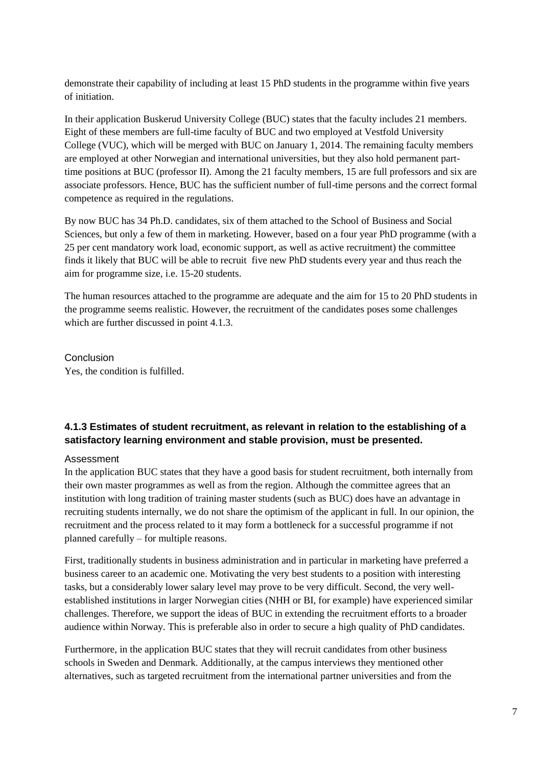demonstrate their capability of including at least 15 PhD students in the programme within five years of initiation.

In their application Buskerud University College (BUC) states that the faculty includes 21 members. Eight of these members are full-time faculty of BUC and two employed at Vestfold University College (VUC), which will be merged with BUC on January 1, 2014. The remaining faculty members are employed at other Norwegian and international universities, but they also hold permanent part-time positions at BUC (professor II). Among the 21 faculty members, 15 are full professors and six are associate professors. Hence, BUC has the sufficient number of full-time persons and the correct formal competence as required in the regulations.

By now BUC has 34 Ph.D. candidates, six of them attached to the School of Business and Social Sciences, but only a few of them in marketing. However, based on a four year PhD programme (with a 25 per cent mandatory work load, economic support, as well as active recruitment) the committee finds it likely that BUC will be able to recruit five new PhD students every year and thus reach the aim for programme size, i.e. 15-20 students.

The human resources attached to the programme are adequate and the aim for 15 to 20 PhD students in the programme seems realistic. However, the recruitment of the candidates poses some challenges which are further discussed in point 4.1.3.

Conclusion

Yes, the condition is fulfilled.

### 4.1.3 Estimates of student recruitment, as relevant in relation to the establishing of a satisfactory learning environment and stable provision, must be presented.

Assessment

In the application BUC states that they have a good basis for student recruitment, both internally from their own master programmes as well as from the region. Although the committee agrees that an institution with long tradition of training master students (such as BUC) does have an advantage in recruiting students internally, we do not share the optimism of the applicant in full. In our opinion, the recruitment and the process related to it may form a bottleneck for a successful programme if not planned carefully – for multiple reasons.

First, traditionally students in business administration and in particular in marketing have preferred a business career to an academic one. Motivating the very best students to a position with interesting tasks, but a considerably lower salary level may prove to be very difficult. Second, the very well-established institutions in larger Norwegian cities (NHH or BI, for example) have experienced similar challenges. Therefore, we support the ideas of BUC in extending the recruitment efforts to a broader audience within Norway. This is preferable also in order to secure a high quality of PhD candidates.

Furthermore, in the application BUC states that they will recruit candidates from other business schools in Sweden and Denmark. Additionally, at the campus interviews they mentioned other alternatives, such as targeted recruitment from the international partner universities and from the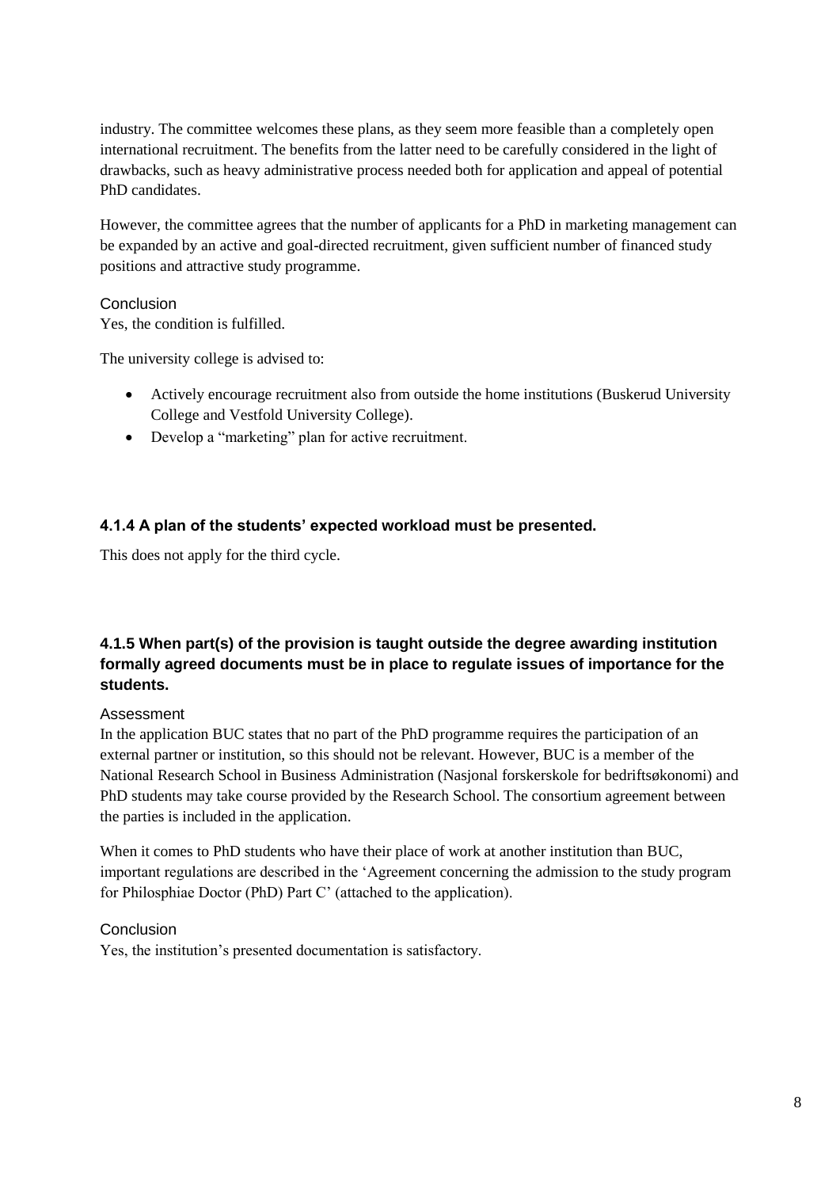industry. The committee welcomes these plans, as they seem more feasible than a completely open international recruitment. The benefits from the latter need to be carefully considered in the light of drawbacks, such as heavy administrative process needed both for application and appeal of potential PhD candidates.

However, the committee agrees that the number of applicants for a PhD in marketing management can be expanded by an active and goal-directed recruitment, given sufficient number of financed study positions and attractive study programme.

Conclusion

Yes, the condition is fulfilled.

The university college is advised to:

- Actively encourage recruitment also from outside the home institutions (Buskerud University College and Vestfold University College).
- Develop a "marketing" plan for active recruitment.

#### 4.1.4 A plan of the students' expected workload must be presented.

This does not apply for the third cycle.

#### 4.1.5 When part(s) of the provision is taught outside the degree awarding institution formally agreed documents must be in place to regulate issues of importance for the students.

Assessment

In the application BUC states that no part of the PhD programme requires the participation of an external partner or institution, so this should not be relevant. However, BUC is a member of the National Research School in Business Administration (Nasjonal forskerskole for bedriftsøkonomi) and PhD students may take course provided by the Research School. The consortium agreement between the parties is included in the application.

When it comes to PhD students who have their place of work at another institution than BUC, important regulations are described in the 'Agreement concerning the admission to the study program for Philosphiae Doctor (PhD) Part C' (attached to the application).

Conclusion

Yes, the institution's presented documentation is satisfactory.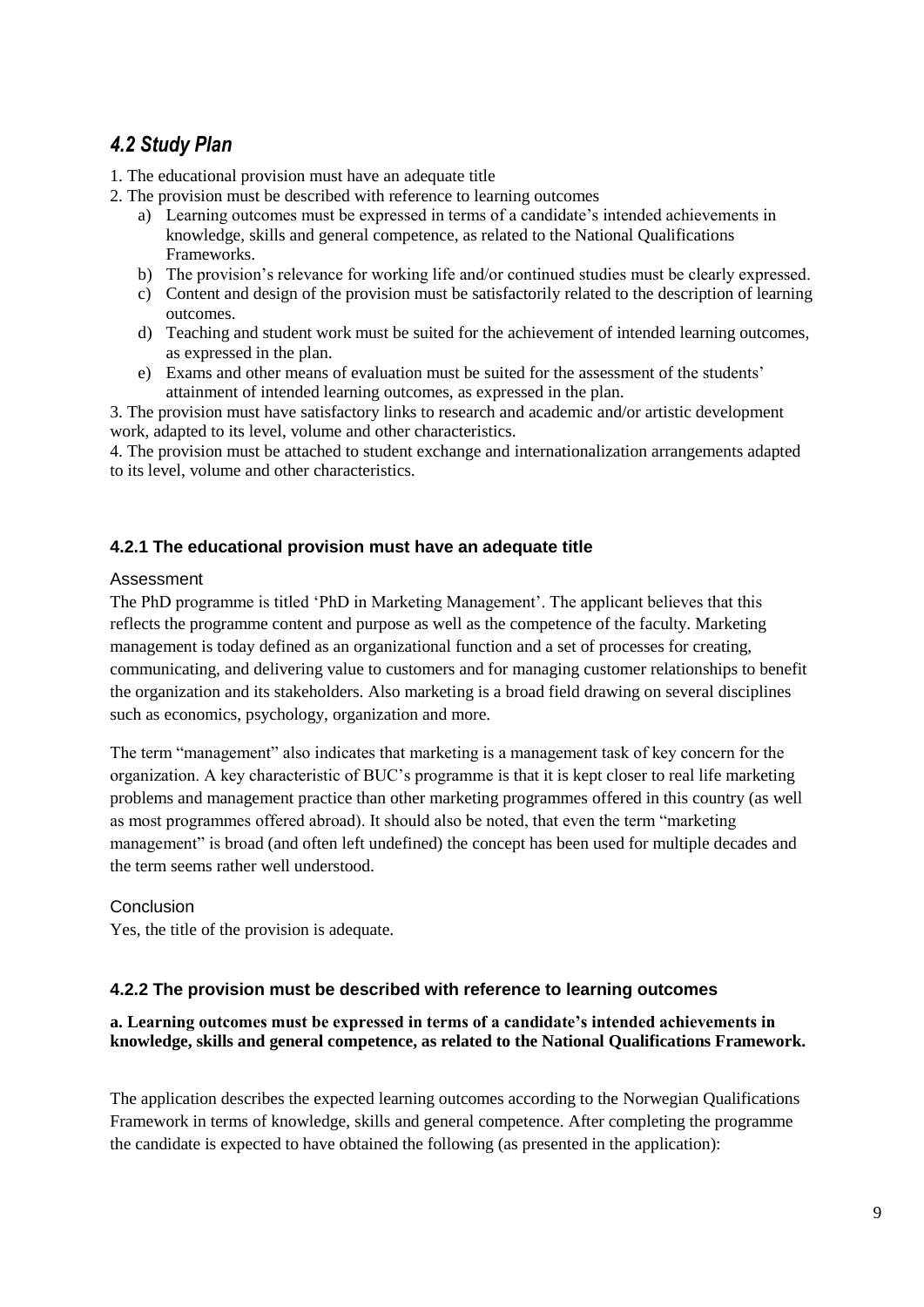## *4.2 Study Plan*

1. The educational provision must have an adequate title
2. The provision must be described with reference to learning outcomes
   a) Learning outcomes must be expressed in terms of a candidate's intended achievements in knowledge, skills and general competence, as related to the National Qualifications Frameworks.
   b) The provision's relevance for working life and/or continued studies must be clearly expressed.
   c) Content and design of the provision must be satisfactorily related to the description of learning outcomes.
   d) Teaching and student work must be suited for the achievement of intended learning outcomes, as expressed in the plan.
   e) Exams and other means of evaluation must be suited for the assessment of the students' attainment of intended learning outcomes, as expressed in the plan.

3. The provision must have satisfactory links to research and academic and/or artistic development work, adapted to its level, volume and other characteristics.

4. The provision must be attached to student exchange and internationalization arrangements adapted to its level, volume and other characteristics.

### 4.2.1 The educational provision must have an adequate title

Assessment

The PhD programme is titled 'PhD in Marketing Management'. The applicant believes that this reflects the programme content and purpose as well as the competence of the faculty. Marketing management is today defined as an organizational function and a set of processes for creating, communicating, and delivering value to customers and for managing customer relationships to benefit the organization and its stakeholders. Also marketing is a broad field drawing on several disciplines such as economics, psychology, organization and more.

The term "management" also indicates that marketing is a management task of key concern for the organization. A key characteristic of BUC's programme is that it is kept closer to real life marketing problems and management practice than other marketing programmes offered in this country (as well as most programmes offered abroad). It should also be noted, that even the term "marketing management" is broad (and often left undefined) the concept has been used for multiple decades and the term seems rather well understood.

Conclusion

Yes, the title of the provision is adequate.

### 4.2.2 The provision must be described with reference to learning outcomes

**a. Learning outcomes must be expressed in terms of a candidate's intended achievements in knowledge, skills and general competence, as related to the National Qualifications Framework.**

The application describes the expected learning outcomes according to the Norwegian Qualifications Framework in terms of knowledge, skills and general competence. After completing the programme the candidate is expected to have obtained the following (as presented in the application):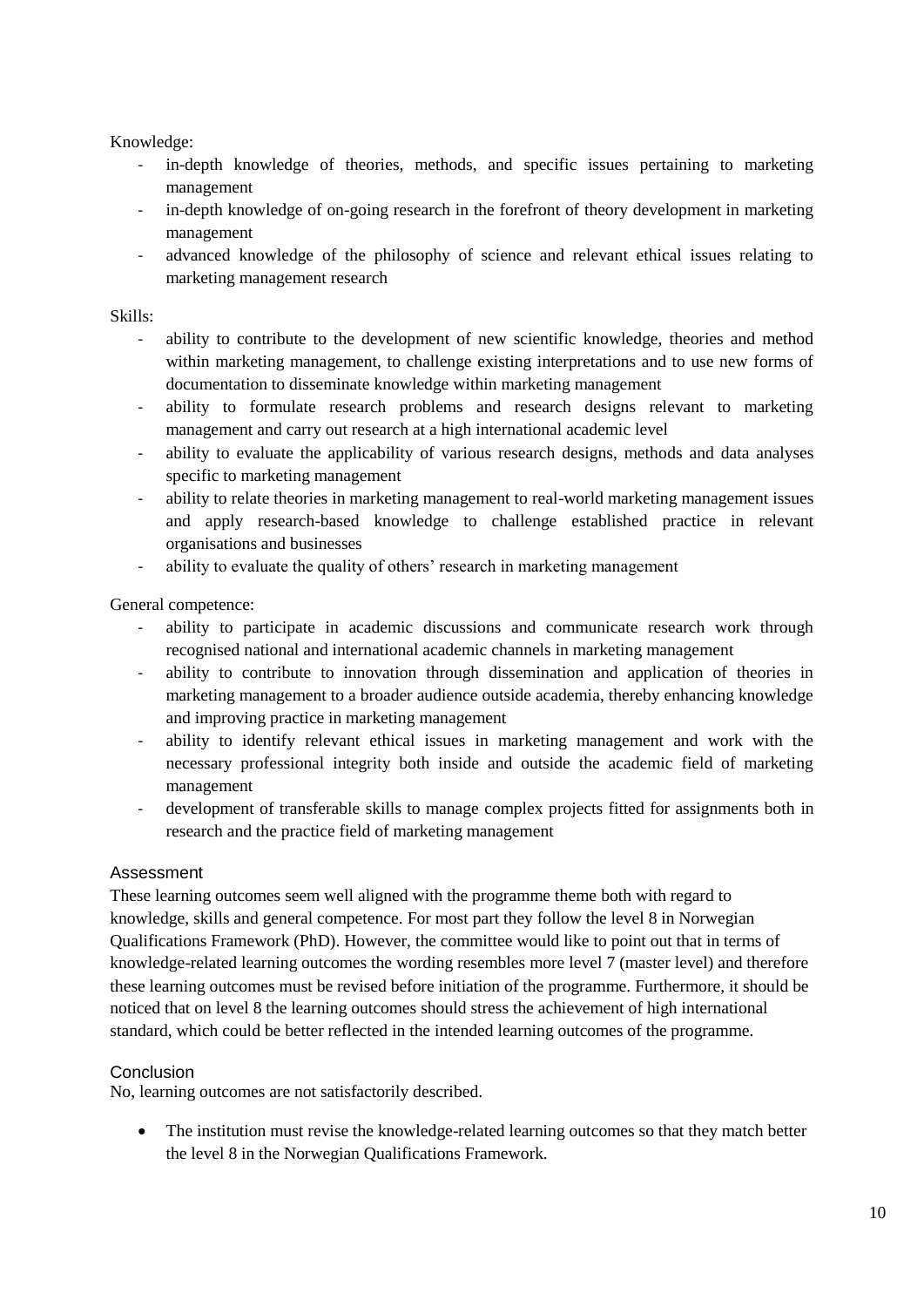Knowledge:

- in-depth knowledge of theories, methods, and specific issues pertaining to marketing management
- in-depth knowledge of on-going research in the forefront of theory development in marketing management
- advanced knowledge of the philosophy of science and relevant ethical issues relating to marketing management research

Skills:

- ability to contribute to the development of new scientific knowledge, theories and method within marketing management, to challenge existing interpretations and to use new forms of documentation to disseminate knowledge within marketing management
- ability to formulate research problems and research designs relevant to marketing management and carry out research at a high international academic level
- ability to evaluate the applicability of various research designs, methods and data analyses specific to marketing management
- ability to relate theories in marketing management to real-world marketing management issues and apply research-based knowledge to challenge established practice in relevant organisations and businesses
- ability to evaluate the quality of others' research in marketing management

General competence:

- ability to participate in academic discussions and communicate research work through recognised national and international academic channels in marketing management
- ability to contribute to innovation through dissemination and application of theories in marketing management to a broader audience outside academia, thereby enhancing knowledge and improving practice in marketing management
- ability to identify relevant ethical issues in marketing management and work with the necessary professional integrity both inside and outside the academic field of marketing management
- development of transferable skills to manage complex projects fitted for assignments both in research and the practice field of marketing management

### Assessment

These learning outcomes seem well aligned with the programme theme both with regard to knowledge, skills and general competence. For most part they follow the level 8 in Norwegian Qualifications Framework (PhD). However, the committee would like to point out that in terms of knowledge-related learning outcomes the wording resembles more level 7 (master level) and therefore these learning outcomes must be revised before initiation of the programme. Furthermore, it should be noticed that on level 8 the learning outcomes should stress the achievement of high international standard, which could be better reflected in the intended learning outcomes of the programme.

### Conclusion

No, learning outcomes are not satisfactorily described.

- The institution must revise the knowledge-related learning outcomes so that they match better the level 8 in the Norwegian Qualifications Framework.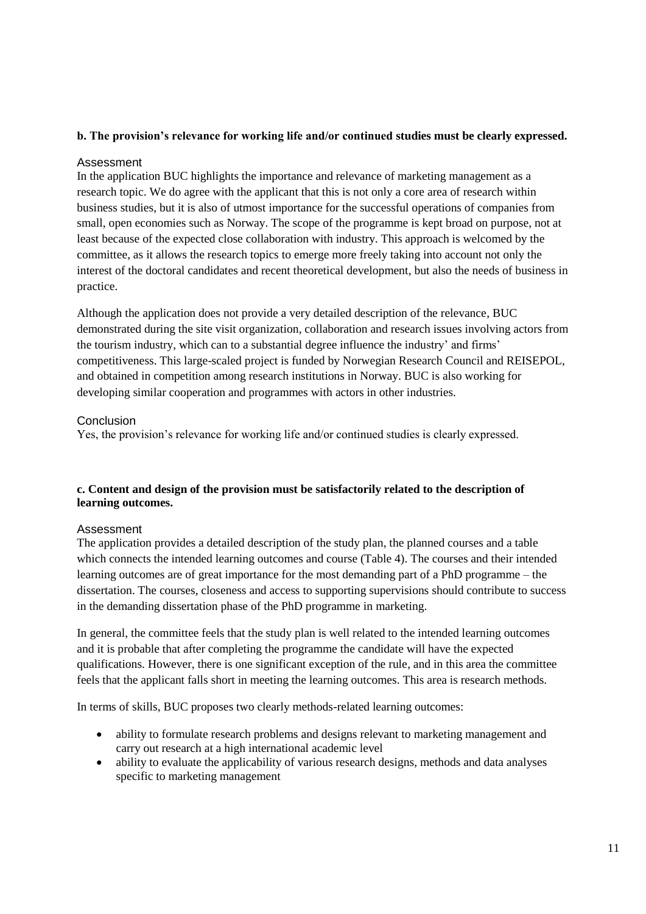**b. The provision's relevance for working life and/or continued studies must be clearly expressed.**

Assessment

In the application BUC highlights the importance and relevance of marketing management as a research topic. We do agree with the applicant that this is not only a core area of research within business studies, but it is also of utmost importance for the successful operations of companies from small, open economies such as Norway. The scope of the programme is kept broad on purpose, not at least because of the expected close collaboration with industry. This approach is welcomed by the committee, as it allows the research topics to emerge more freely taking into account not only the interest of the doctoral candidates and recent theoretical development, but also the needs of business in practice.

Although the application does not provide a very detailed description of the relevance, BUC demonstrated during the site visit organization, collaboration and research issues involving actors from the tourism industry, which can to a substantial degree influence the industry' and firms' competitiveness. This large-scaled project is funded by Norwegian Research Council and REISEPOL, and obtained in competition among research institutions in Norway. BUC is also working for developing similar cooperation and programmes with actors in other industries.

Conclusion

Yes, the provision's relevance for working life and/or continued studies is clearly expressed.

**c. Content and design of the provision must be satisfactorily related to the description of learning outcomes.**

Assessment

The application provides a detailed description of the study plan, the planned courses and a table which connects the intended learning outcomes and course (Table 4). The courses and their intended learning outcomes are of great importance for the most demanding part of a PhD programme – the dissertation. The courses, closeness and access to supporting supervisions should contribute to success in the demanding dissertation phase of the PhD programme in marketing.

In general, the committee feels that the study plan is well related to the intended learning outcomes and it is probable that after completing the programme the candidate will have the expected qualifications. However, there is one significant exception of the rule, and in this area the committee feels that the applicant falls short in meeting the learning outcomes. This area is research methods.

In terms of skills, BUC proposes two clearly methods-related learning outcomes:

- ability to formulate research problems and designs relevant to marketing management and carry out research at a high international academic level
- ability to evaluate the applicability of various research designs, methods and data analyses specific to marketing management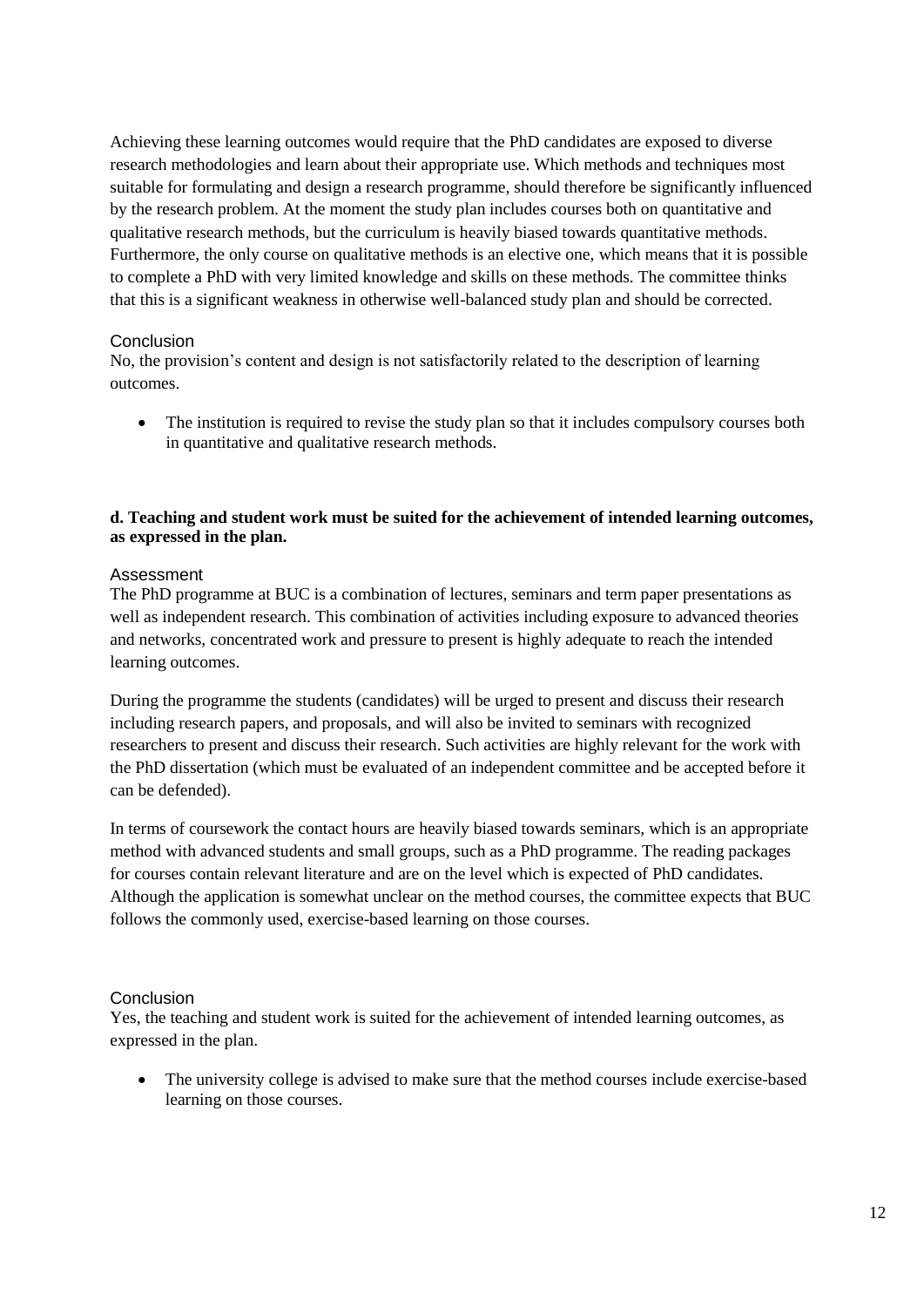Achieving these learning outcomes would require that the PhD candidates are exposed to diverse research methodologies and learn about their appropriate use. Which methods and techniques most suitable for formulating and design a research programme, should therefore be significantly influenced by the research problem. At the moment the study plan includes courses both on quantitative and qualitative research methods, but the curriculum is heavily biased towards quantitative methods. Furthermore, the only course on qualitative methods is an elective one, which means that it is possible to complete a PhD with very limited knowledge and skills on these methods. The committee thinks that this is a significant weakness in otherwise well-balanced study plan and should be corrected.

### Conclusion

No, the provision's content and design is not satisfactorily related to the description of learning outcomes.

- The institution is required to revise the study plan so that it includes compulsory courses both in quantitative and qualitative research methods.

**d. Teaching and student work must be suited for the achievement of intended learning outcomes, as expressed in the plan.**

### Assessment

The PhD programme at BUC is a combination of lectures, seminars and term paper presentations as well as independent research. This combination of activities including exposure to advanced theories and networks, concentrated work and pressure to present is highly adequate to reach the intended learning outcomes.

During the programme the students (candidates) will be urged to present and discuss their research including research papers, and proposals, and will also be invited to seminars with recognized researchers to present and discuss their research. Such activities are highly relevant for the work with the PhD dissertation (which must be evaluated of an independent committee and be accepted before it can be defended).

In terms of coursework the contact hours are heavily biased towards seminars, which is an appropriate method with advanced students and small groups, such as a PhD programme. The reading packages for courses contain relevant literature and are on the level which is expected of PhD candidates. Although the application is somewhat unclear on the method courses, the committee expects that BUC follows the commonly used, exercise-based learning on those courses.

### Conclusion

Yes, the teaching and student work is suited for the achievement of intended learning outcomes, as expressed in the plan.

- The university college is advised to make sure that the method courses include exercise-based learning on those courses.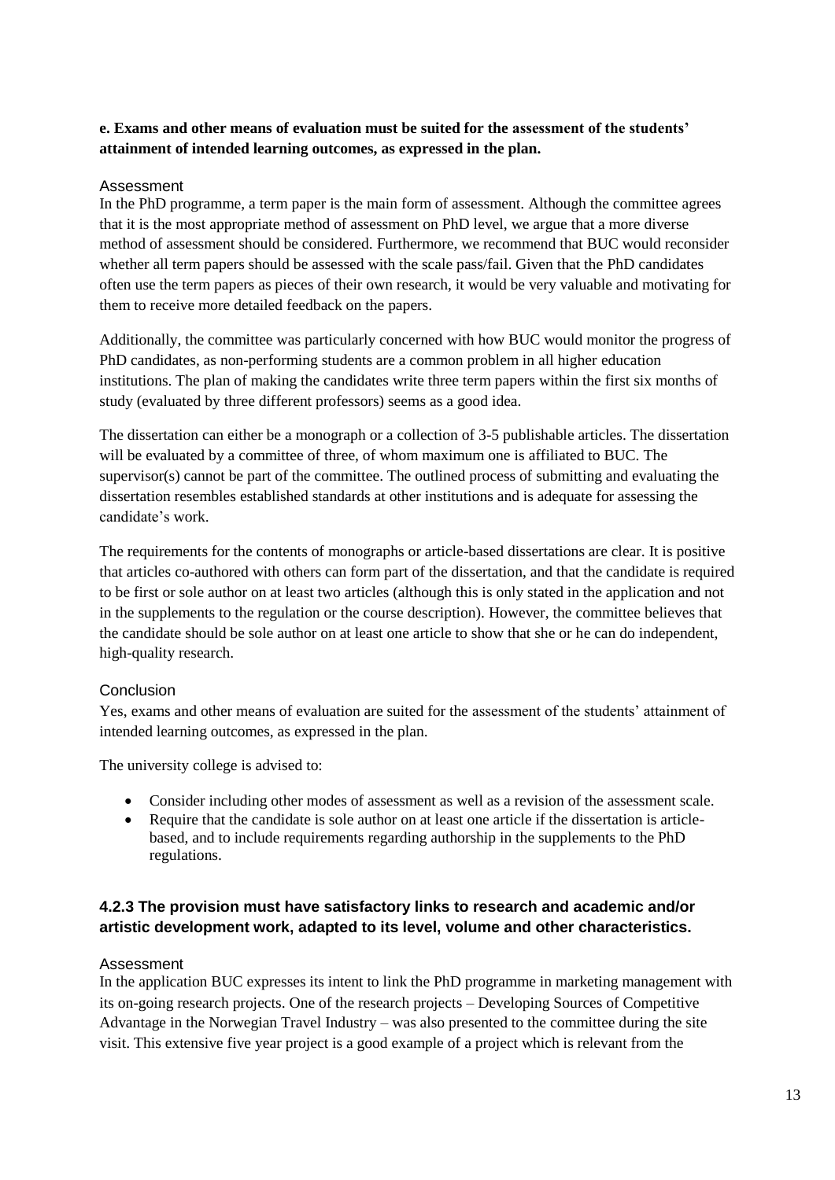**e. Exams and other means of evaluation must be suited for the assessment of the students' attainment of intended learning outcomes, as expressed in the plan.**

#### Assessment

In the PhD programme, a term paper is the main form of assessment. Although the committee agrees that it is the most appropriate method of assessment on PhD level, we argue that a more diverse method of assessment should be considered. Furthermore, we recommend that BUC would reconsider whether all term papers should be assessed with the scale pass/fail. Given that the PhD candidates often use the term papers as pieces of their own research, it would be very valuable and motivating for them to receive more detailed feedback on the papers.

Additionally, the committee was particularly concerned with how BUC would monitor the progress of PhD candidates, as non-performing students are a common problem in all higher education institutions. The plan of making the candidates write three term papers within the first six months of study (evaluated by three different professors) seems as a good idea.

The dissertation can either be a monograph or a collection of 3-5 publishable articles. The dissertation will be evaluated by a committee of three, of whom maximum one is affiliated to BUC. The supervisor(s) cannot be part of the committee. The outlined process of submitting and evaluating the dissertation resembles established standards at other institutions and is adequate for assessing the candidate's work.

The requirements for the contents of monographs or article-based dissertations are clear. It is positive that articles co-authored with others can form part of the dissertation, and that the candidate is required to be first or sole author on at least two articles (although this is only stated in the application and not in the supplements to the regulation or the course description). However, the committee believes that the candidate should be sole author on at least one article to show that she or he can do independent, high-quality research.

#### Conclusion

Yes, exams and other means of evaluation are suited for the assessment of the students' attainment of intended learning outcomes, as expressed in the plan.

The university college is advised to:

- Consider including other modes of assessment as well as a revision of the assessment scale.
- Require that the candidate is sole author on at least one article if the dissertation is article-based, and to include requirements regarding authorship in the supplements to the PhD regulations.

### 4.2.3 The provision must have satisfactory links to research and academic and/or artistic development work, adapted to its level, volume and other characteristics.

#### Assessment

In the application BUC expresses its intent to link the PhD programme in marketing management with its on-going research projects. One of the research projects – Developing Sources of Competitive Advantage in the Norwegian Travel Industry – was also presented to the committee during the site visit. This extensive five year project is a good example of a project which is relevant from the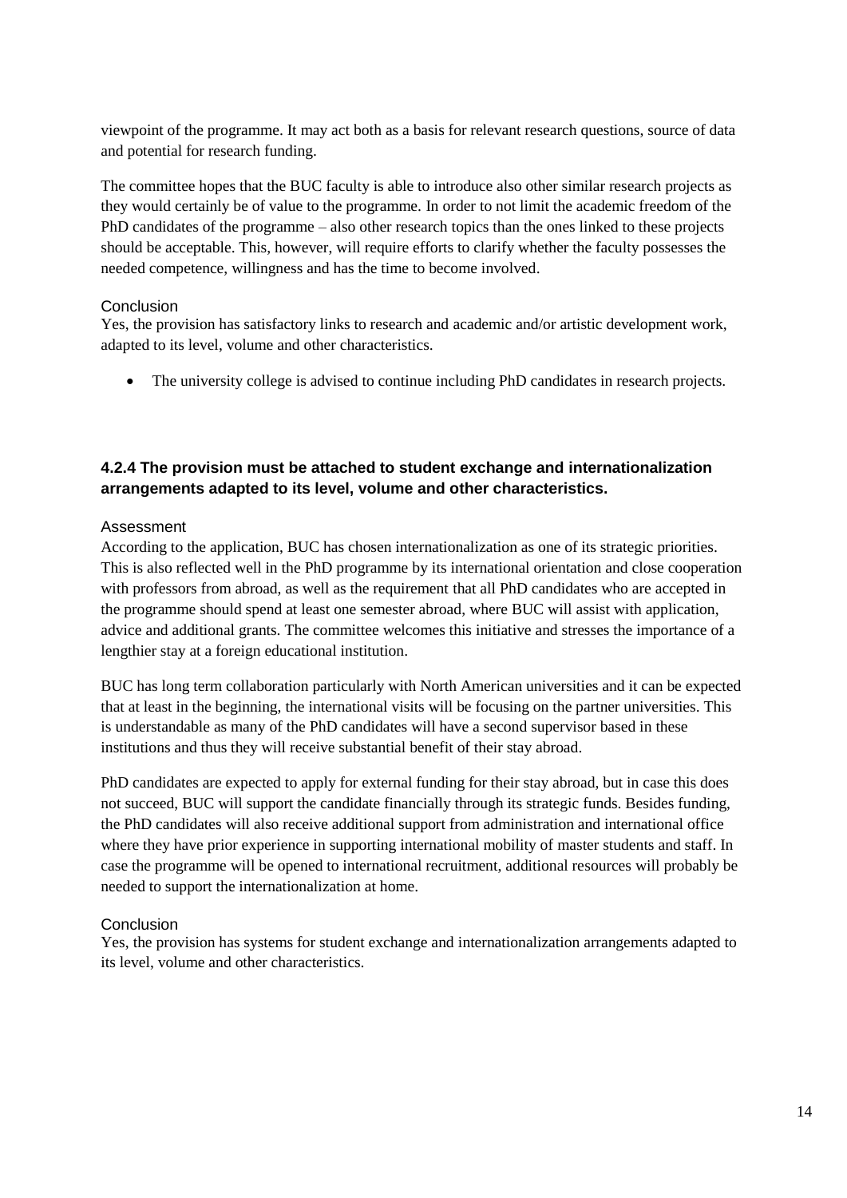viewpoint of the programme. It may act both as a basis for relevant research questions, source of data and potential for research funding.

The committee hopes that the BUC faculty is able to introduce also other similar research projects as they would certainly be of value to the programme. In order to not limit the academic freedom of the PhD candidates of the programme – also other research topics than the ones linked to these projects should be acceptable. This, however, will require efforts to clarify whether the faculty possesses the needed competence, willingness and has the time to become involved.

Conclusion

Yes, the provision has satisfactory links to research and academic and/or artistic development work, adapted to its level, volume and other characteristics.

- The university college is advised to continue including PhD candidates in research projects.

### 4.2.4 The provision must be attached to student exchange and internationalization arrangements adapted to its level, volume and other characteristics.

Assessment

According to the application, BUC has chosen internationalization as one of its strategic priorities. This is also reflected well in the PhD programme by its international orientation and close cooperation with professors from abroad, as well as the requirement that all PhD candidates who are accepted in the programme should spend at least one semester abroad, where BUC will assist with application, advice and additional grants. The committee welcomes this initiative and stresses the importance of a lengthier stay at a foreign educational institution.

BUC has long term collaboration particularly with North American universities and it can be expected that at least in the beginning, the international visits will be focusing on the partner universities. This is understandable as many of the PhD candidates will have a second supervisor based in these institutions and thus they will receive substantial benefit of their stay abroad.

PhD candidates are expected to apply for external funding for their stay abroad, but in case this does not succeed, BUC will support the candidate financially through its strategic funds. Besides funding, the PhD candidates will also receive additional support from administration and international office where they have prior experience in supporting international mobility of master students and staff. In case the programme will be opened to international recruitment, additional resources will probably be needed to support the internationalization at home.

Conclusion

Yes, the provision has systems for student exchange and internationalization arrangements adapted to its level, volume and other characteristics.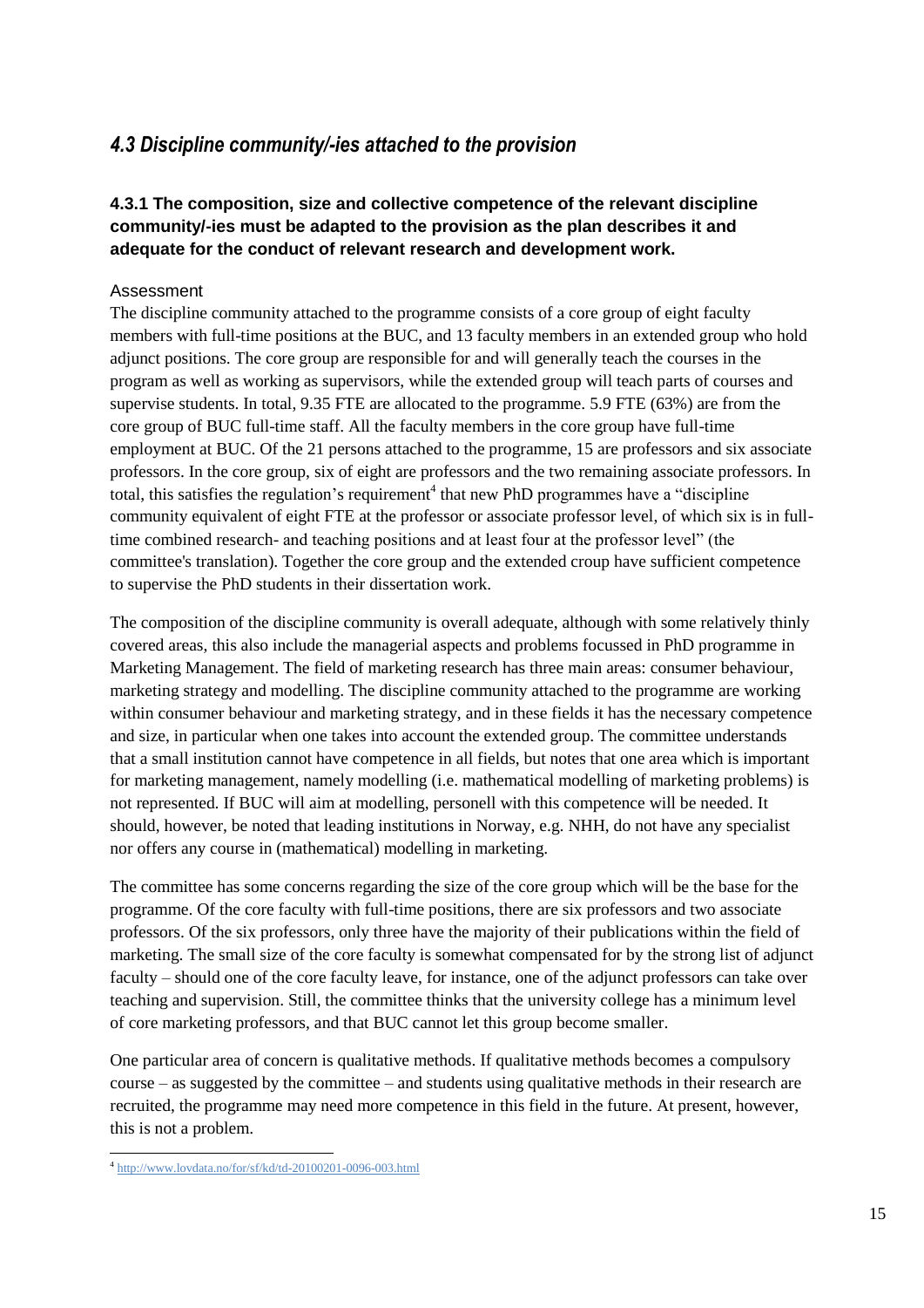## *4.3 Discipline community/-ies attached to the provision*

### 4.3.1 The composition, size and collective competence of the relevant discipline community/-ies must be adapted to the provision as the plan describes it and adequate for the conduct of relevant research and development work.

Assessment

The discipline community attached to the programme consists of a core group of eight faculty members with full-time positions at the BUC, and 13 faculty members in an extended group who hold adjunct positions. The core group are responsible for and will generally teach the courses in the program as well as working as supervisors, while the extended group will teach parts of courses and supervise students. In total, 9.35 FTE are allocated to the programme. 5.9 FTE (63%) are from the core group of BUC full-time staff. All the faculty members in the core group have full-time employment at BUC. Of the 21 persons attached to the programme, 15 are professors and six associate professors. In the core group, six of eight are professors and the two remaining associate professors. In total, this satisfies the regulation's requirement[4] that new PhD programmes have a "discipline community equivalent of eight FTE at the professor or associate professor level, of which six is in full-time combined research- and teaching positions and at least four at the professor level" (the committee's translation). Together the core group and the extended croup have sufficient competence to supervise the PhD students in their dissertation work.

The composition of the discipline community is overall adequate, although with some relatively thinly covered areas, this also include the managerial aspects and problems focussed in PhD programme in Marketing Management. The field of marketing research has three main areas: consumer behaviour, marketing strategy and modelling. The discipline community attached to the programme are working within consumer behaviour and marketing strategy, and in these fields it has the necessary competence and size, in particular when one takes into account the extended group. The committee understands that a small institution cannot have competence in all fields, but notes that one area which is important for marketing management, namely modelling (i.e. mathematical modelling of marketing problems) is not represented. If BUC will aim at modelling, personell with this competence will be needed. It should, however, be noted that leading institutions in Norway, e.g. NHH, do not have any specialist nor offers any course in (mathematical) modelling in marketing.

The committee has some concerns regarding the size of the core group which will be the base for the programme. Of the core faculty with full-time positions, there are six professors and two associate professors. Of the six professors, only three have the majority of their publications within the field of marketing. The small size of the core faculty is somewhat compensated for by the strong list of adjunct faculty – should one of the core faculty leave, for instance, one of the adjunct professors can take over teaching and supervision. Still, the committee thinks that the university college has a minimum level of core marketing professors, and that BUC cannot let this group become smaller.

One particular area of concern is qualitative methods. If qualitative methods becomes a compulsory course – as suggested by the committee – and students using qualitative methods in their research are recruited, the programme may need more competence in this field in the future. At present, however, this is not a problem.

[4] http://www.lovdata.no/for/sf/kd/td-20100201-0096-003.html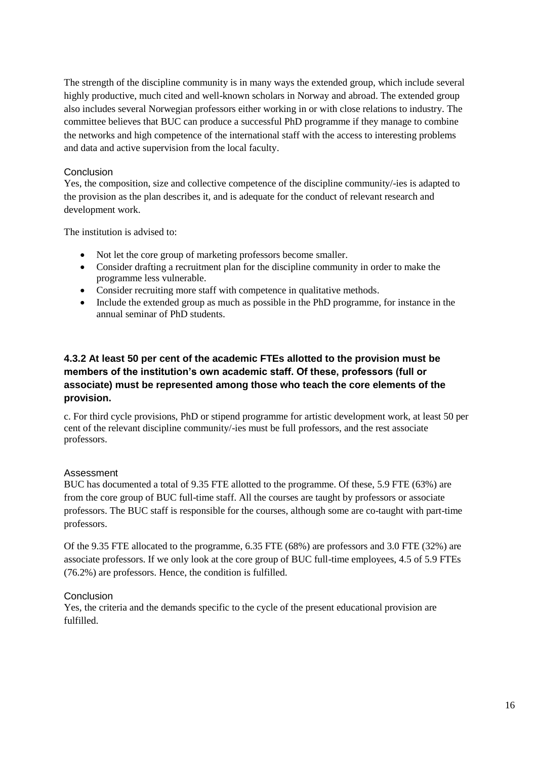The strength of the discipline community is in many ways the extended group, which include several highly productive, much cited and well-known scholars in Norway and abroad. The extended group also includes several Norwegian professors either working in or with close relations to industry. The committee believes that BUC can produce a successful PhD programme if they manage to combine the networks and high competence of the international staff with the access to interesting problems and data and active supervision from the local faculty.

#### Conclusion

Yes, the composition, size and collective competence of the discipline community/-ies is adapted to the provision as the plan describes it, and is adequate for the conduct of relevant research and development work.

The institution is advised to:

- Not let the core group of marketing professors become smaller.
- Consider drafting a recruitment plan for the discipline community in order to make the programme less vulnerable.
- Consider recruiting more staff with competence in qualitative methods.
- Include the extended group as much as possible in the PhD programme, for instance in the annual seminar of PhD students.

### 4.3.2 At least 50 per cent of the academic FTEs allotted to the provision must be members of the institution's own academic staff. Of these, professors (full or associate) must be represented among those who teach the core elements of the provision.

c. For third cycle provisions, PhD or stipend programme for artistic development work, at least 50 per cent of the relevant discipline community/-ies must be full professors, and the rest associate professors.

#### Assessment

BUC has documented a total of 9.35 FTE allotted to the programme. Of these, 5.9 FTE (63%) are from the core group of BUC full-time staff. All the courses are taught by professors or associate professors. The BUC staff is responsible for the courses, although some are co-taught with part-time professors.

Of the 9.35 FTE allocated to the programme, 6.35 FTE (68%) are professors and 3.0 FTE (32%) are associate professors. If we only look at the core group of BUC full-time employees, 4.5 of 5.9 FTEs (76.2%) are professors. Hence, the condition is fulfilled.

#### Conclusion

Yes, the criteria and the demands specific to the cycle of the present educational provision are fulfilled.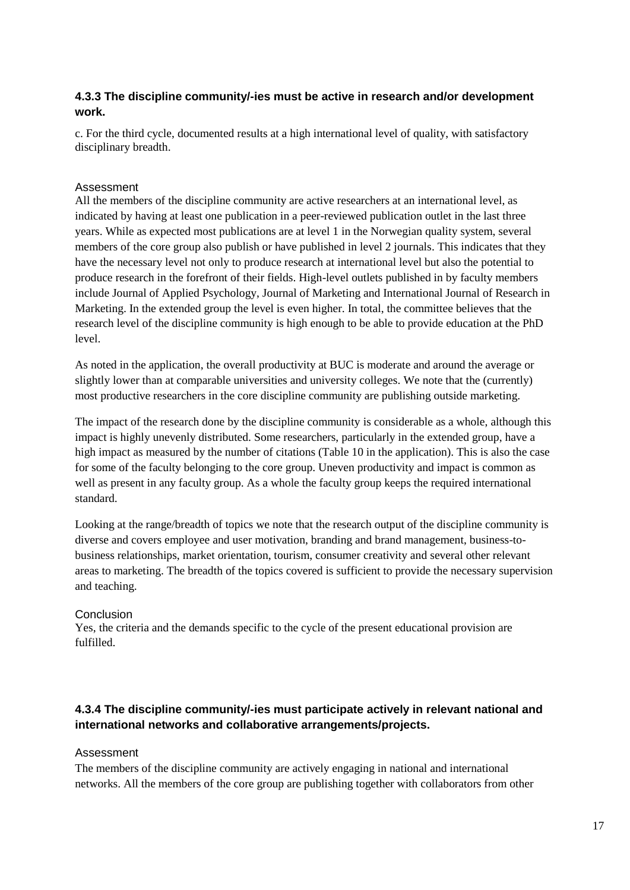### 4.3.3 The discipline community/-ies must be active in research and/or development work.

c. For the third cycle, documented results at a high international level of quality, with satisfactory disciplinary breadth.

Assessment

All the members of the discipline community are active researchers at an international level, as indicated by having at least one publication in a peer-reviewed publication outlet in the last three years. While as expected most publications are at level 1 in the Norwegian quality system, several members of the core group also publish or have published in level 2 journals. This indicates that they have the necessary level not only to produce research at international level but also the potential to produce research in the forefront of their fields. High-level outlets published in by faculty members include Journal of Applied Psychology, Journal of Marketing and International Journal of Research in Marketing. In the extended group the level is even higher. In total, the committee believes that the research level of the discipline community is high enough to be able to provide education at the PhD level.

As noted in the application, the overall productivity at BUC is moderate and around the average or slightly lower than at comparable universities and university colleges. We note that the (currently) most productive researchers in the core discipline community are publishing outside marketing.

The impact of the research done by the discipline community is considerable as a whole, although this impact is highly unevenly distributed. Some researchers, particularly in the extended group, have a high impact as measured by the number of citations (Table 10 in the application). This is also the case for some of the faculty belonging to the core group. Uneven productivity and impact is common as well as present in any faculty group. As a whole the faculty group keeps the required international standard.

Looking at the range/breadth of topics we note that the research output of the discipline community is diverse and covers employee and user motivation, branding and brand management, business-to-business relationships, market orientation, tourism, consumer creativity and several other relevant areas to marketing. The breadth of the topics covered is sufficient to provide the necessary supervision and teaching.

Conclusion

Yes, the criteria and the demands specific to the cycle of the present educational provision are fulfilled.

### 4.3.4 The discipline community/-ies must participate actively in relevant national and international networks and collaborative arrangements/projects.

Assessment

The members of the discipline community are actively engaging in national and international networks. All the members of the core group are publishing together with collaborators from other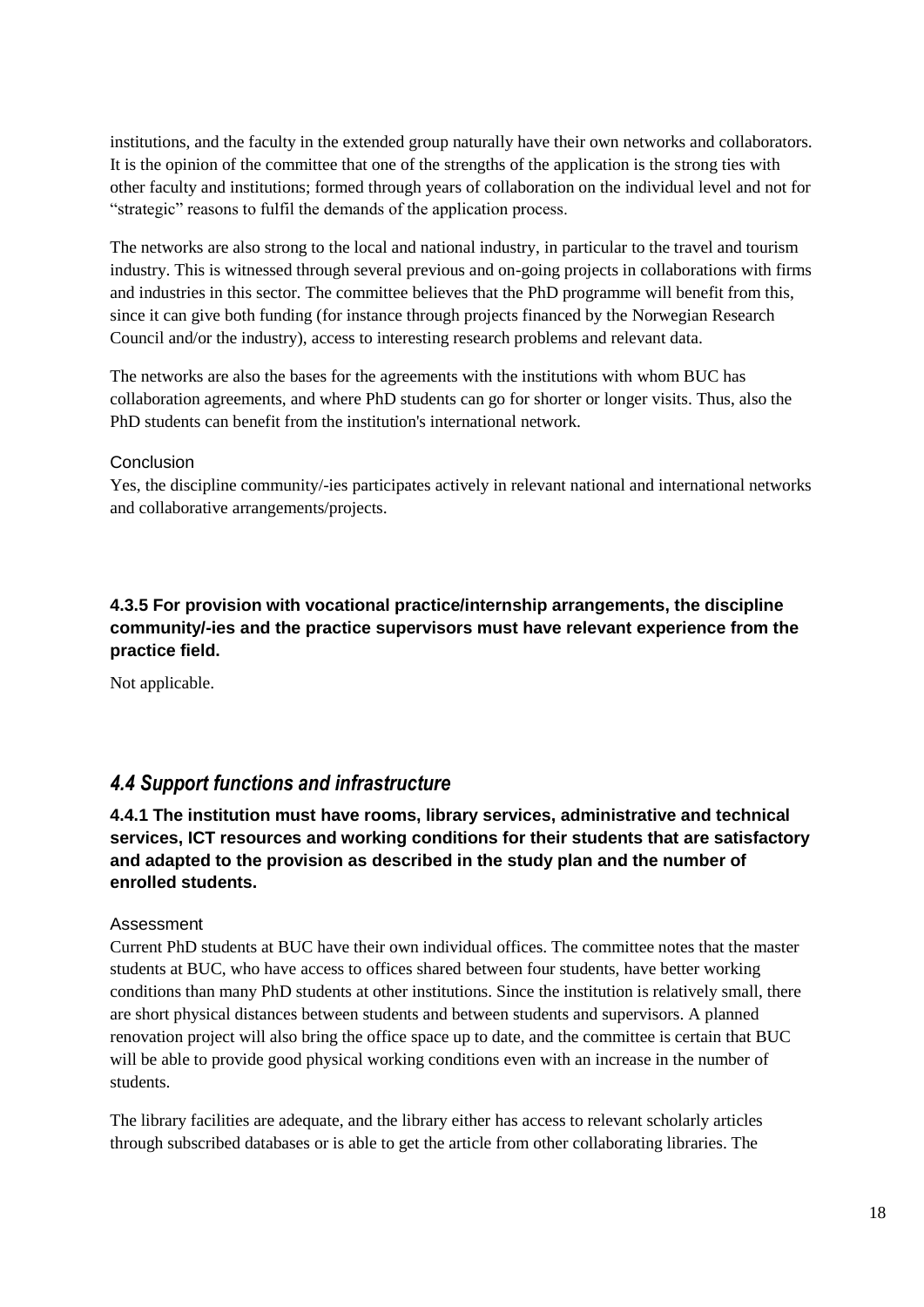institutions, and the faculty in the extended group naturally have their own networks and collaborators. It is the opinion of the committee that one of the strengths of the application is the strong ties with other faculty and institutions; formed through years of collaboration on the individual level and not for "strategic" reasons to fulfil the demands of the application process.

The networks are also strong to the local and national industry, in particular to the travel and tourism industry. This is witnessed through several previous and on-going projects in collaborations with firms and industries in this sector. The committee believes that the PhD programme will benefit from this, since it can give both funding (for instance through projects financed by the Norwegian Research Council and/or the industry), access to interesting research problems and relevant data.

The networks are also the bases for the agreements with the institutions with whom BUC has collaboration agreements, and where PhD students can go for shorter or longer visits. Thus, also the PhD students can benefit from the institution's international network.

Conclusion

Yes, the discipline community/-ies participates actively in relevant national and international networks and collaborative arrangements/projects.

#### 4.3.5 For provision with vocational practice/internship arrangements, the discipline community/-ies and the practice supervisors must have relevant experience from the practice field.

Not applicable.

## *4.4 Support functions and infrastructure*

#### 4.4.1 The institution must have rooms, library services, administrative and technical services, ICT resources and working conditions for their students that are satisfactory and adapted to the provision as described in the study plan and the number of enrolled students.

Assessment

Current PhD students at BUC have their own individual offices. The committee notes that the master students at BUC, who have access to offices shared between four students, have better working conditions than many PhD students at other institutions. Since the institution is relatively small, there are short physical distances between students and between students and supervisors. A planned renovation project will also bring the office space up to date, and the committee is certain that BUC will be able to provide good physical working conditions even with an increase in the number of students.

The library facilities are adequate, and the library either has access to relevant scholarly articles through subscribed databases or is able to get the article from other collaborating libraries. The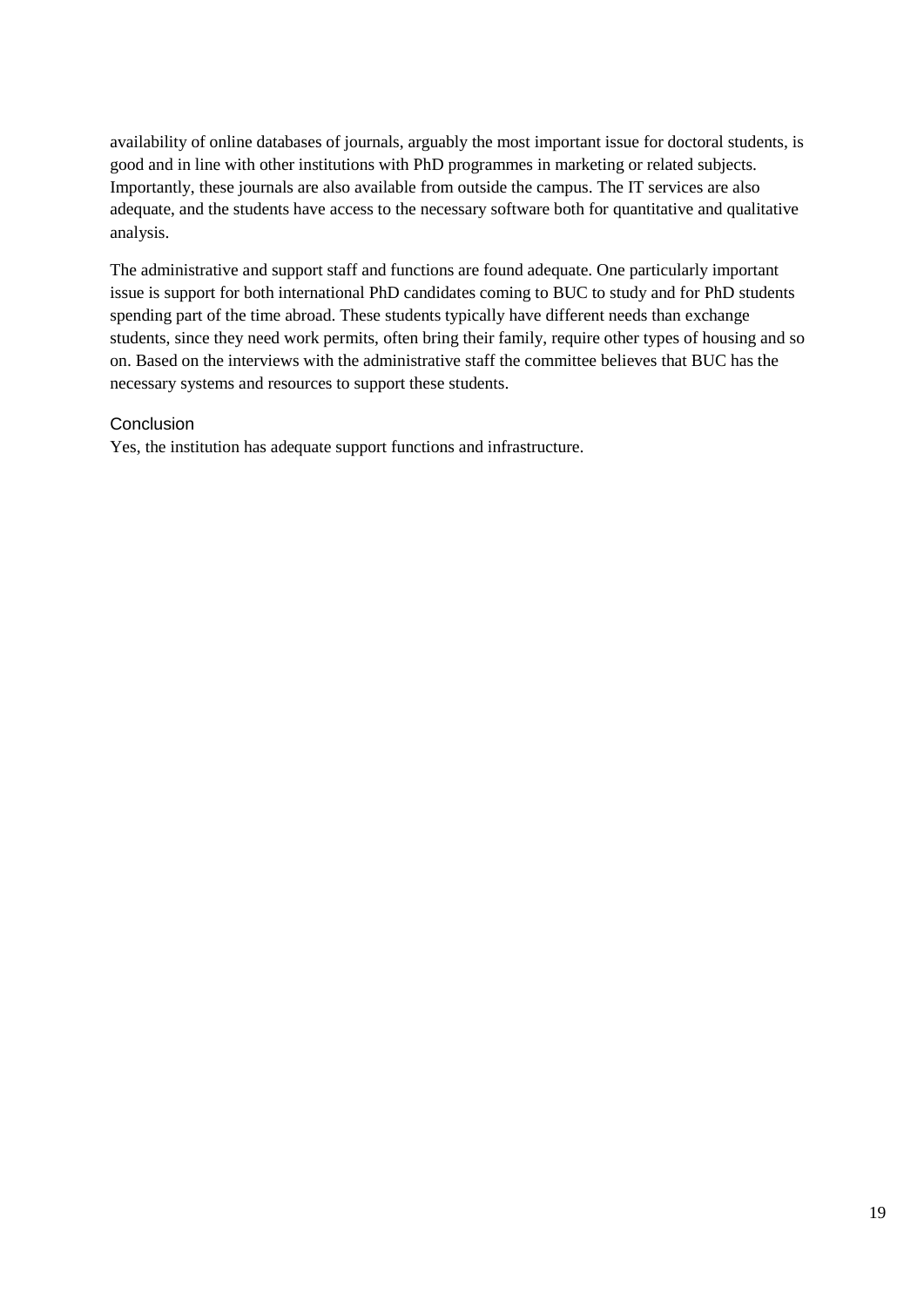availability of online databases of journals, arguably the most important issue for doctoral students, is good and in line with other institutions with PhD programmes in marketing or related subjects. Importantly, these journals are also available from outside the campus. The IT services are also adequate, and the students have access to the necessary software both for quantitative and qualitative analysis.

The administrative and support staff and functions are found adequate. One particularly important issue is support for both international PhD candidates coming to BUC to study and for PhD students spending part of the time abroad. These students typically have different needs than exchange students, since they need work permits, often bring their family, require other types of housing and so on. Based on the interviews with the administrative staff the committee believes that BUC has the necessary systems and resources to support these students.

### Conclusion

Yes, the institution has adequate support functions and infrastructure.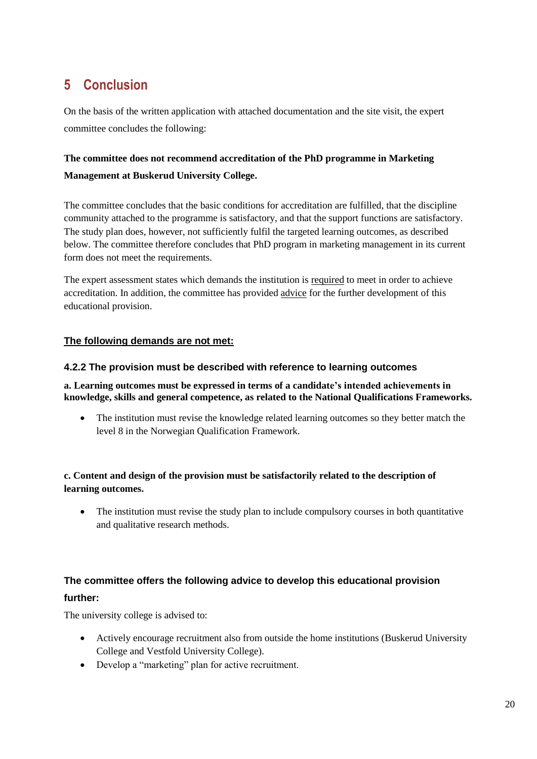# 5 Conclusion

On the basis of the written application with attached documentation and the site visit, the expert committee concludes the following:

**The committee does not recommend accreditation of the PhD programme in Marketing Management at Buskerud University College.**

The committee concludes that the basic conditions for accreditation are fulfilled, that the discipline community attached to the programme is satisfactory, and that the support functions are satisfactory. The study plan does, however, not sufficiently fulfil the targeted learning outcomes, as described below. The committee therefore concludes that PhD program in marketing management in its current form does not meet the requirements.

The expert assessment states which demands the institution is required to meet in order to achieve accreditation. In addition, the committee has provided advice for the further development of this educational provision.

**The following demands are not met:**

### 4.2.2 The provision must be described with reference to learning outcomes

**a. Learning outcomes must be expressed in terms of a candidate's intended achievements in knowledge, skills and general competence, as related to the National Qualifications Frameworks.**

- The institution must revise the knowledge related learning outcomes so they better match the level 8 in the Norwegian Qualification Framework.

**c. Content and design of the provision must be satisfactorily related to the description of learning outcomes.**

- The institution must revise the study plan to include compulsory courses in both quantitative and qualitative research methods.

### The committee offers the following advice to develop this educational provision further:

The university college is advised to:

- Actively encourage recruitment also from outside the home institutions (Buskerud University College and Vestfold University College).
- Develop a "marketing" plan for active recruitment.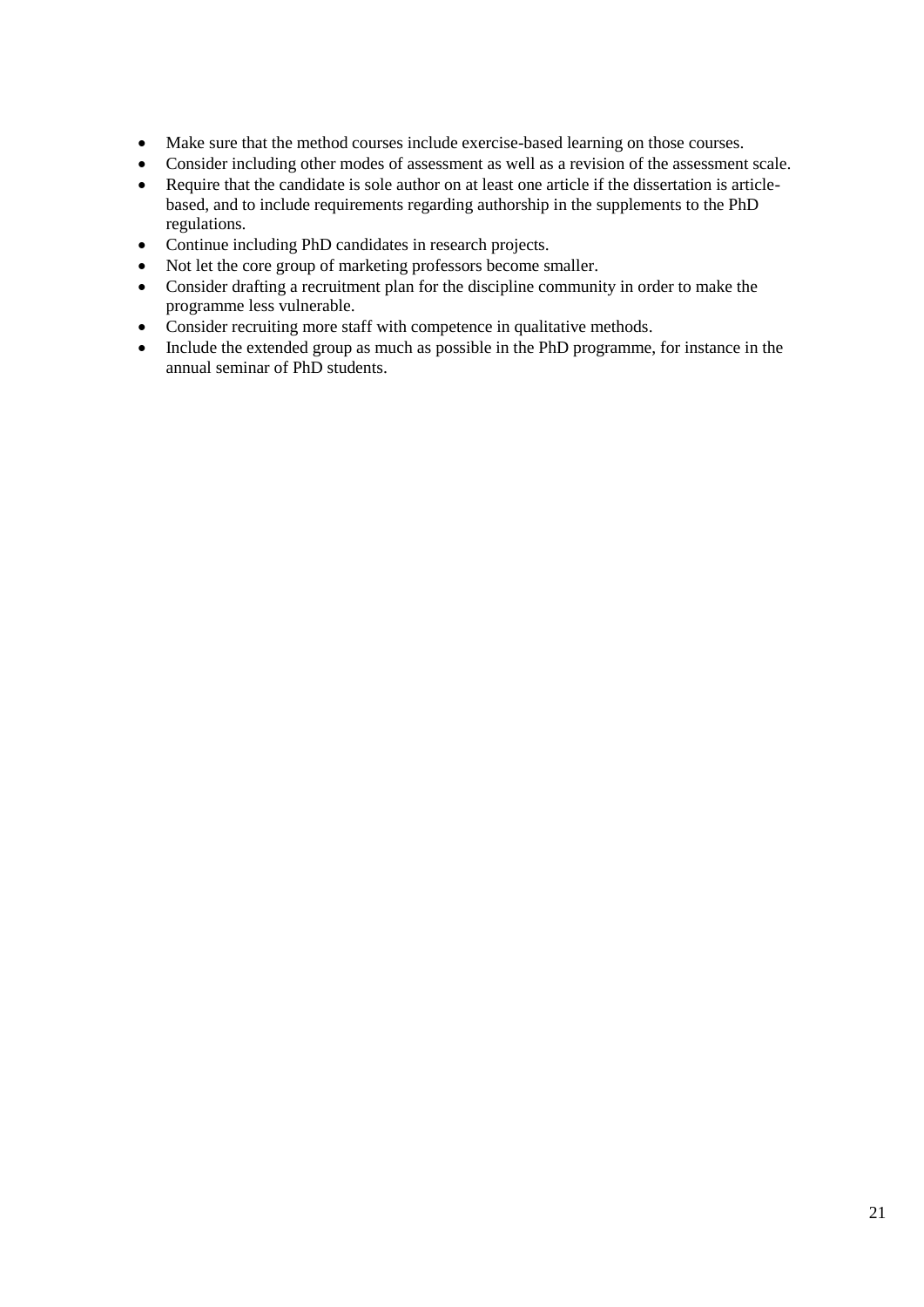- Make sure that the method courses include exercise-based learning on those courses.
- Consider including other modes of assessment as well as a revision of the assessment scale.
- Require that the candidate is sole author on at least one article if the dissertation is article-based, and to include requirements regarding authorship in the supplements to the PhD regulations.
- Continue including PhD candidates in research projects.
- Not let the core group of marketing professors become smaller.
- Consider drafting a recruitment plan for the discipline community in order to make the programme less vulnerable.
- Consider recruiting more staff with competence in qualitative methods.
- Include the extended group as much as possible in the PhD programme, for instance in the annual seminar of PhD students.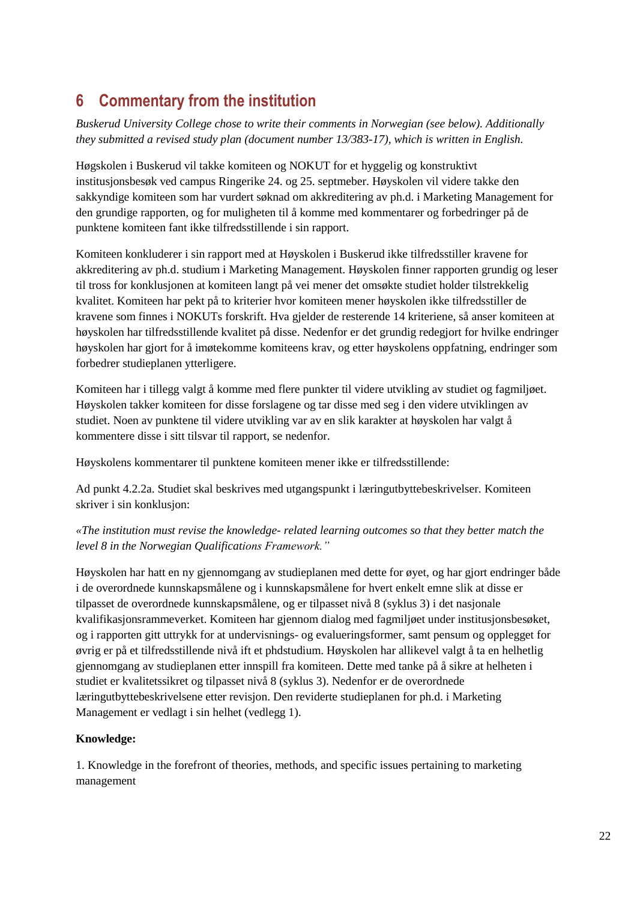# 6 Commentary from the institution

*Buskerud University College chose to write their comments in Norwegian (see below). Additionally they submitted a revised study plan (document number 13/383-17), which is written in English.*

Høgskolen i Buskerud vil takke komiteen og NOKUT for et hyggelig og konstruktivt institusjonsbesøk ved campus Ringerike 24. og 25. septmeber. Høyskolen vil videre takke den sakkyndige komiteen som har vurdert søknad om akkreditering av ph.d. i Marketing Management for den grundige rapporten, og for muligheten til å komme med kommentarer og forbedringer på de punktene komiteen fant ikke tilfredsstillende i sin rapport.

Komiteen konkluderer i sin rapport med at Høyskolen i Buskerud ikke tilfredsstiller kravene for akkreditering av ph.d. studium i Marketing Management. Høyskolen finner rapporten grundig og leser til tross for konklusjonen at komiteen langt på vei mener det omsøkte studiet holder tilstrekkelig kvalitet. Komiteen har pekt på to kriterier hvor komiteen mener høyskolen ikke tilfredsstiller de kravene som finnes i NOKUTs forskrift. Hva gjelder de resterende 14 kriteriene, så anser komiteen at høyskolen har tilfredsstillende kvalitet på disse. Nedenfor er det grundig redegjort for hvilke endringer høyskolen har gjort for å imøtekomme komiteens krav, og etter høyskolens oppfatning, endringer som forbedrer studieplanen ytterligere.

Komiteen har i tillegg valgt å komme med flere punkter til videre utvikling av studiet og fagmiljøet. Høyskolen takker komiteen for disse forslagene og tar disse med seg i den videre utviklingen av studiet. Noen av punktene til videre utvikling var av en slik karakter at høyskolen har valgt å kommentere disse i sitt tilsvar til rapport, se nedenfor.

Høyskolens kommentarer til punktene komiteen mener ikke er tilfredsstillende:

Ad punkt 4.2.2a. Studiet skal beskrives med utgangspunkt i læringutbyttebeskrivelser. Komiteen skriver i sin konklusjon:

*«The institution must revise the knowledge- related learning outcomes so that they better match the level 8 in the Norwegian Qualifications Framework."*

Høyskolen har hatt en ny gjennomgang av studieplanen med dette for øyet, og har gjort endringer både i de overordnede kunnskapsmålene og i kunnskapsmålene for hvert enkelt emne slik at disse er tilpasset de overordnede kunnskapsmålene, og er tilpasset nivå 8 (syklus 3) i det nasjonale kvalifikasjonsrammeverket. Komiteen har gjennom dialog med fagmiljøet under institusjonsbesøket, og i rapporten gitt uttrykk for at undervisnings- og evalueringsformer, samt pensum og opplegget for øvrig er på et tilfredsstillende nivå ift et phdstudium. Høyskolen har allikevel valgt å ta en helhetlig gjennomgang av studieplanen etter innspill fra komiteen. Dette med tanke på å sikre at helheten i studiet er kvalitetssikret og tilpasset nivå 8 (syklus 3). Nedenfor er de overordnede læringutbyttebeskrivelsene etter revisjon. Den reviderte studieplanen for ph.d. i Marketing Management er vedlagt i sin helhet (vedlegg 1).

**Knowledge:**

1. Knowledge in the forefront of theories, methods, and specific issues pertaining to marketing management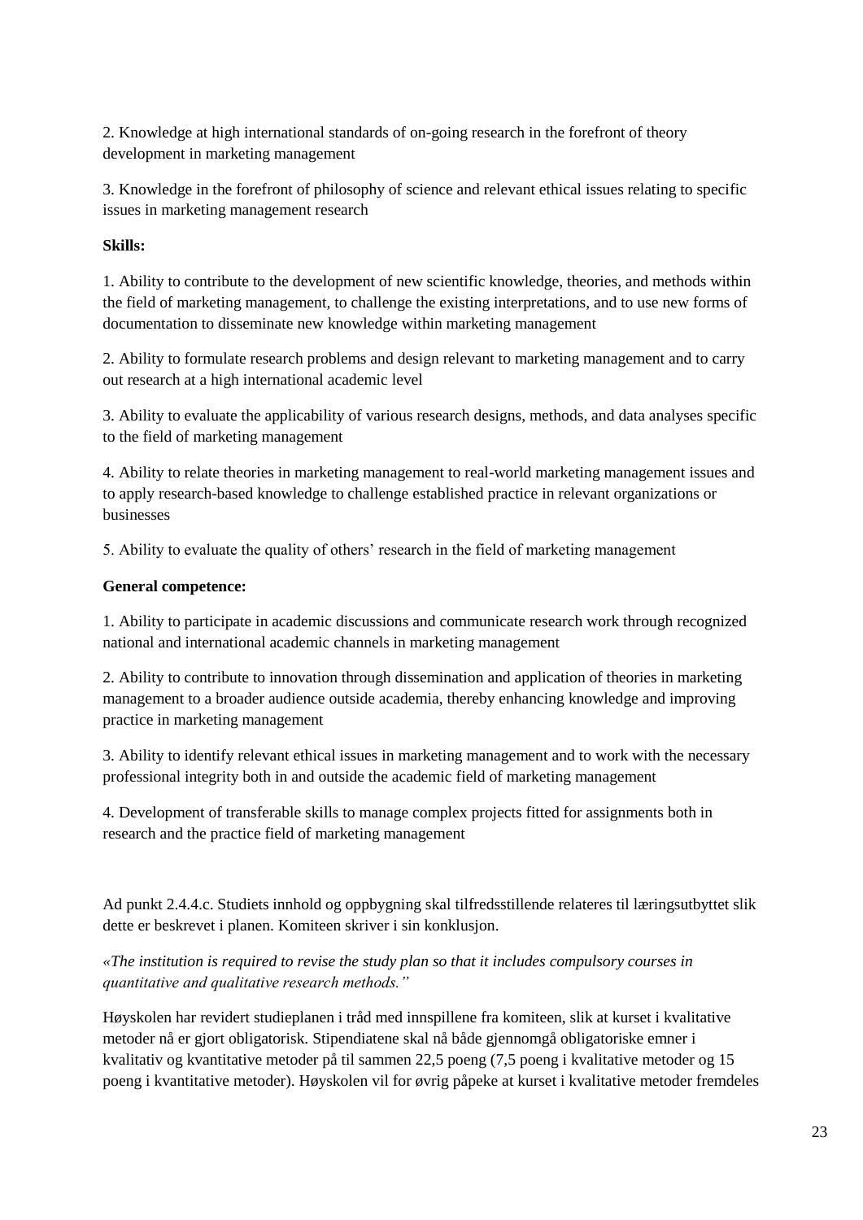2. Knowledge at high international standards of on-going research in the forefront of theory development in marketing management

3. Knowledge in the forefront of philosophy of science and relevant ethical issues relating to specific issues in marketing management research

**Skills:**

1. Ability to contribute to the development of new scientific knowledge, theories, and methods within the field of marketing management, to challenge the existing interpretations, and to use new forms of documentation to disseminate new knowledge within marketing management

2. Ability to formulate research problems and design relevant to marketing management and to carry out research at a high international academic level

3. Ability to evaluate the applicability of various research designs, methods, and data analyses specific to the field of marketing management

4. Ability to relate theories in marketing management to real-world marketing management issues and to apply research-based knowledge to challenge established practice in relevant organizations or businesses

5. Ability to evaluate the quality of others' research in the field of marketing management

**General competence:**

1. Ability to participate in academic discussions and communicate research work through recognized national and international academic channels in marketing management

2. Ability to contribute to innovation through dissemination and application of theories in marketing management to a broader audience outside academia, thereby enhancing knowledge and improving practice in marketing management

3. Ability to identify relevant ethical issues in marketing management and to work with the necessary professional integrity both in and outside the academic field of marketing management

4. Development of transferable skills to manage complex projects fitted for assignments both in research and the practice field of marketing management

Ad punkt 2.4.4.c. Studiets innhold og oppbygning skal tilfredsstillende relateres til læringsutbyttet slik dette er beskrevet i planen. Komiteen skriver i sin konklusjon.

*«The institution is required to revise the study plan so that it includes compulsory courses in quantitative and qualitative research methods."*

Høyskolen har revidert studieplanen i tråd med innspillene fra komiteen, slik at kurset i kvalitative metoder nå er gjort obligatorisk. Stipendiatene skal nå både gjennomgå obligatoriske emner i kvalitativ og kvantitative metoder på til sammen 22,5 poeng (7,5 poeng i kvalitative metoder og 15 poeng i kvantitative metoder). Høyskolen vil for øvrig påpeke at kurset i kvalitative metoder fremdeles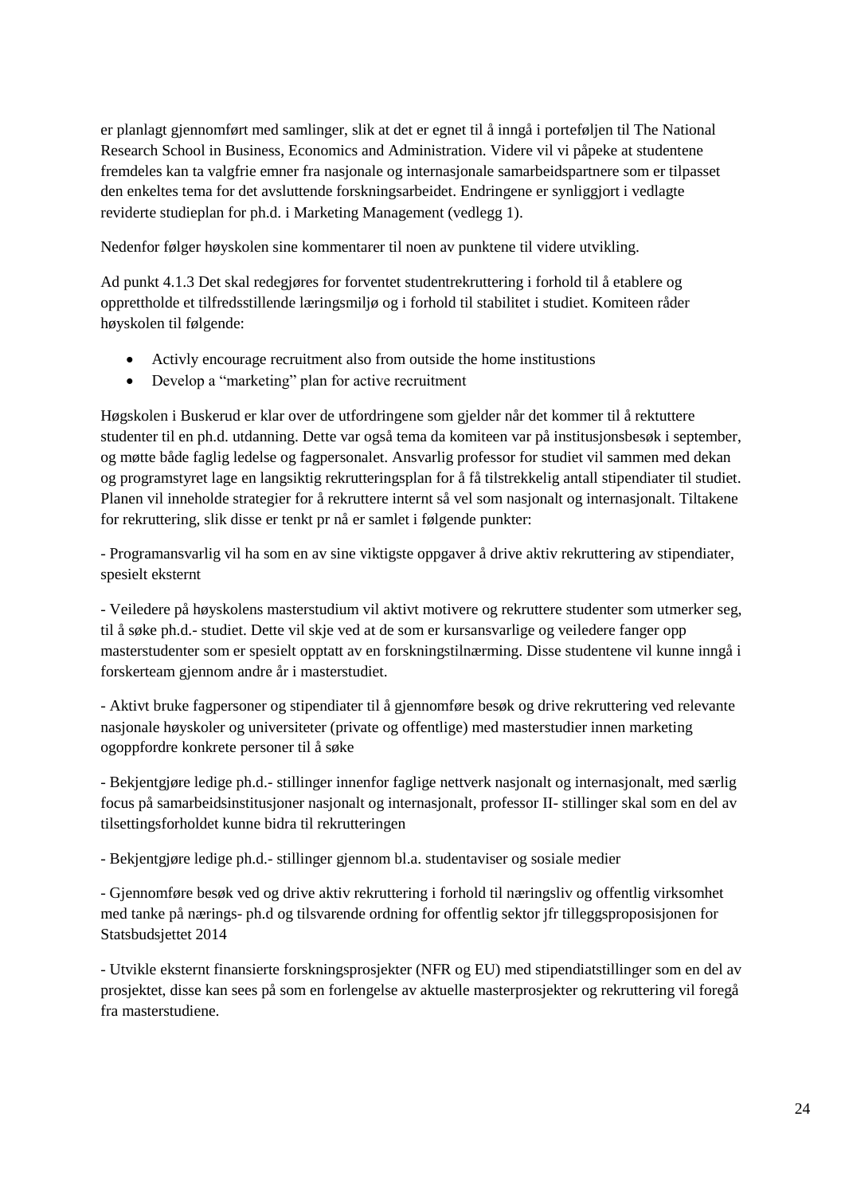er planlagt gjennomført med samlinger, slik at det er egnet til å inngå i porteføljen til The National Research School in Business, Economics and Administration. Videre vil vi påpeke at studentene fremdeles kan ta valgfrie emner fra nasjonale og internasjonale samarbeidspartnere som er tilpasset den enkeltes tema for det avsluttende forskningsarbeidet. Endringene er synliggjort i vedlagte reviderte studieplan for ph.d. i Marketing Management (vedlegg 1).

Nedenfor følger høyskolen sine kommentarer til noen av punktene til videre utvikling.

Ad punkt 4.1.3 Det skal redegjøres for forventet studentrekruttering i forhold til å etablere og opprettholde et tilfredsstillende læringsmiljø og i forhold til stabilitet i studiet. Komiteen råder høyskolen til følgende:

- Activly encourage recruitment also from outside the home institustions
- Develop a "marketing" plan for active recruitment

Høgskolen i Buskerud er klar over de utfordringene som gjelder når det kommer til å rektuttere studenter til en ph.d. utdanning. Dette var også tema da komiteen var på institusjonsbesøk i september, og møtte både faglig ledelse og fagpersonalet. Ansvarlig professor for studiet vil sammen med dekan og programstyret lage en langsiktig rekrutteringsplan for å få tilstrekkelig antall stipendiater til studiet. Planen vil inneholde strategier for å rekruttere internt så vel som nasjonalt og internasjonalt. Tiltakene for rekruttering, slik disse er tenkt pr nå er samlet i følgende punkter:

- Programansvarlig vil ha som en av sine viktigste oppgaver å drive aktiv rekruttering av stipendiater, spesielt eksternt

- Veiledere på høyskolens masterstudium vil aktivt motivere og rekruttere studenter som utmerker seg, til å søke ph.d.- studiet. Dette vil skje ved at de som er kursansvarlige og veiledere fanger opp masterstudenter som er spesielt opptatt av en forskningstilnærming. Disse studentene vil kunne inngå i forskerteam gjennom andre år i masterstudiet.

- Aktivt bruke fagpersoner og stipendiater til å gjennomføre besøk og drive rekruttering ved relevante nasjonale høyskoler og universiteter (private og offentlige) med masterstudier innen marketing ogoppfordre konkrete personer til å søke

- Bekjentgjøre ledige ph.d.- stillinger innenfor faglige nettverk nasjonalt og internasjonalt, med særlig focus på samarbeidsinstitusjoner nasjonalt og internasjonalt, professor II- stillinger skal som en del av tilsettingsforholdet kunne bidra til rekrutteringen

- Bekjentgjøre ledige ph.d.- stillinger gjennom bl.a. studentaviser og sosiale medier

- Gjennomføre besøk ved og drive aktiv rekruttering i forhold til næringsliv og offentlig virksomhet med tanke på nærings- ph.d og tilsvarende ordning for offentlig sektor jfr tilleggsproposisjonen for Statsbudsjettet 2014

- Utvikle eksternt finansierte forskningsprosjekter (NFR og EU) med stipendiatstillinger som en del av prosjektet, disse kan sees på som en forlengelse av aktuelle masterprosjekter og rekruttering vil foregå fra masterstudiene.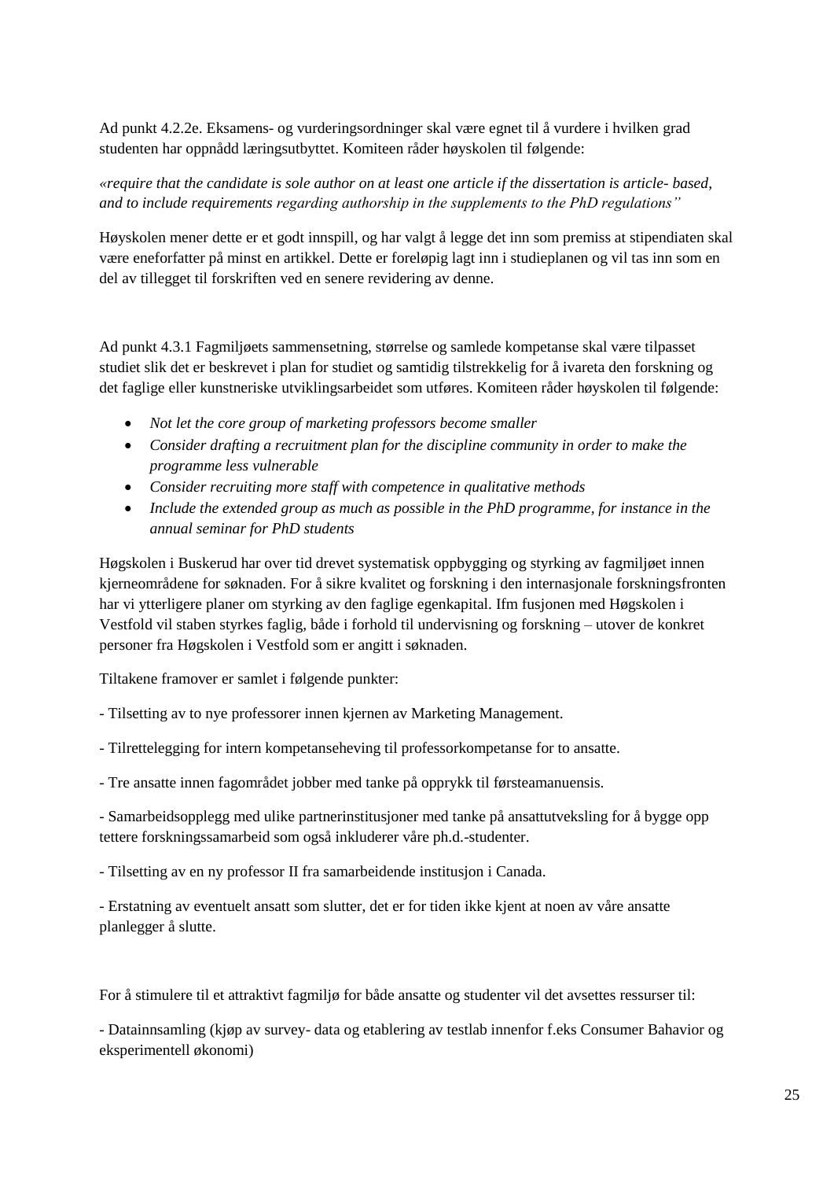Ad punkt 4.2.2e. Eksamens- og vurderingsordninger skal være egnet til å vurdere i hvilken grad studenten har oppnådd læringsutbyttet. Komiteen råder høyskolen til følgende:

*«require that the candidate is sole author on at least one article if the dissertation is article- based, and to include requirements regarding authorship in the supplements to the PhD regulations"*

Høyskolen mener dette er et godt innspill, og har valgt å legge det inn som premiss at stipendiaten skal være eneforfatter på minst en artikkel. Dette er foreløpig lagt inn i studieplanen og vil tas inn som en del av tillegget til forskriften ved en senere revidering av denne.

Ad punkt 4.3.1 Fagmiljøets sammensetning, størrelse og samlede kompetanse skal være tilpasset studiet slik det er beskrevet i plan for studiet og samtidig tilstrekkelig for å ivareta den forskning og det faglige eller kunstneriske utviklingsarbeidet som utføres. Komiteen råder høyskolen til følgende:

- *Not let the core group of marketing professors become smaller*
- *Consider drafting a recruitment plan for the discipline community in order to make the programme less vulnerable*
- *Consider recruiting more staff with competence in qualitative methods*
- *Include the extended group as much as possible in the PhD programme, for instance in the annual seminar for PhD students*

Høgskolen i Buskerud har over tid drevet systematisk oppbygging og styrking av fagmiljøet innen kjerneområdene for søknaden. For å sikre kvalitet og forskning i den internasjonale forskningsfronten har vi ytterligere planer om styrking av den faglige egenkapital. Ifm fusjonen med Høgskolen i Vestfold vil staben styrkes faglig, både i forhold til undervisning og forskning – utover de konkret personer fra Høgskolen i Vestfold som er angitt i søknaden.

Tiltakene framover er samlet i følgende punkter:

- Tilsetting av to nye professorer innen kjernen av Marketing Management.

- Tilrettelegging for intern kompetanseheving til professorkompetanse for to ansatte.

- Tre ansatte innen fagområdet jobber med tanke på opprykk til førsteamanuensis.

- Samarbeidsopplegg med ulike partnerinstitusjoner med tanke på ansattutveksling for å bygge opp tettere forskningssamarbeid som også inkluderer våre ph.d.-studenter.

- Tilsetting av en ny professor II fra samarbeidende institusjon i Canada.

- Erstatning av eventuelt ansatt som slutter, det er for tiden ikke kjent at noen av våre ansatte planlegger å slutte.

For å stimulere til et attraktivt fagmiljø for både ansatte og studenter vil det avsettes ressurser til:

- Datainnsamling (kjøp av survey- data og etablering av testlab innenfor f.eks Consumer Bahavior og eksperimentell økonomi)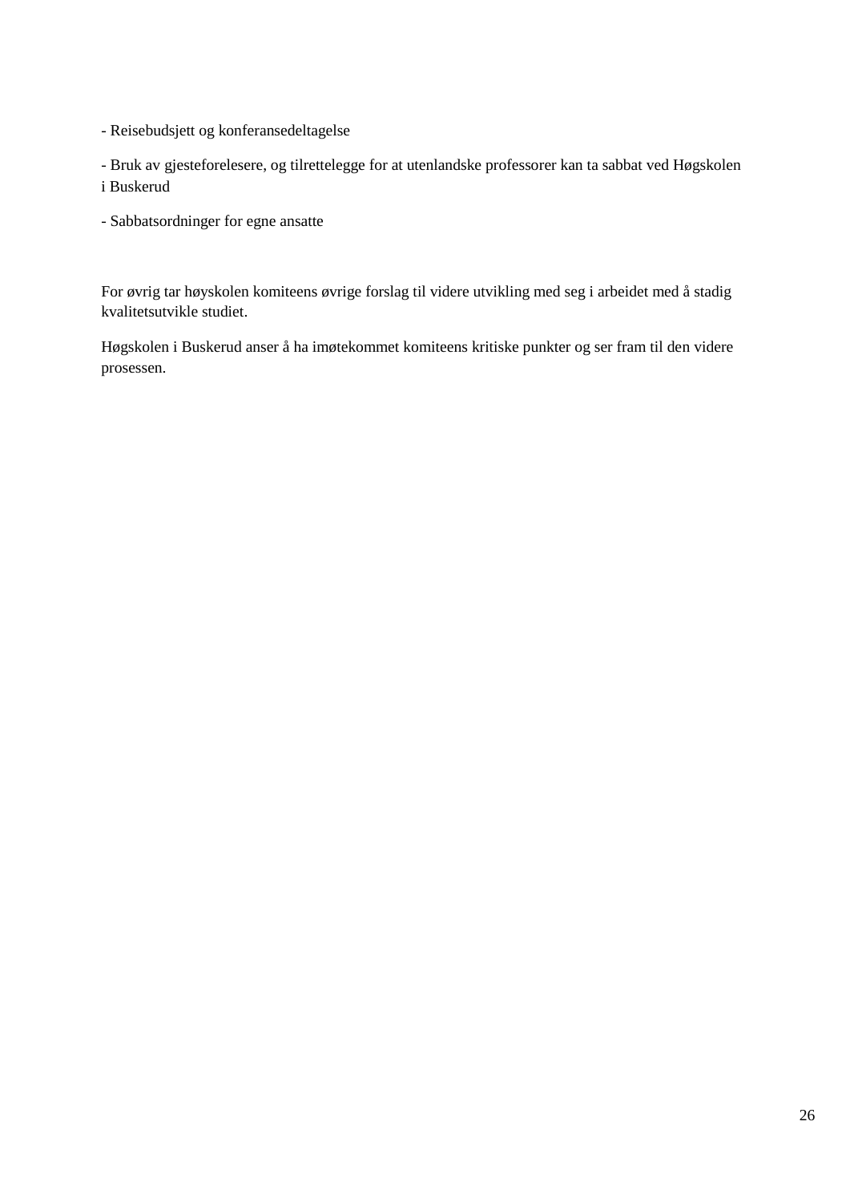- Reisebudsjett og konferansedeltagelse

- Bruk av gjesteforelesere, og tilrettelegge for at utenlandske professorer kan ta sabbat ved Høgskolen i Buskerud

- Sabbatsordninger for egne ansatte

For øvrig tar høyskolen komiteens øvrige forslag til videre utvikling med seg i arbeidet med å stadig kvalitetsutvikle studiet.

Høgskolen i Buskerud anser å ha imøtekommet komiteens kritiske punkter og ser fram til den videre prosessen.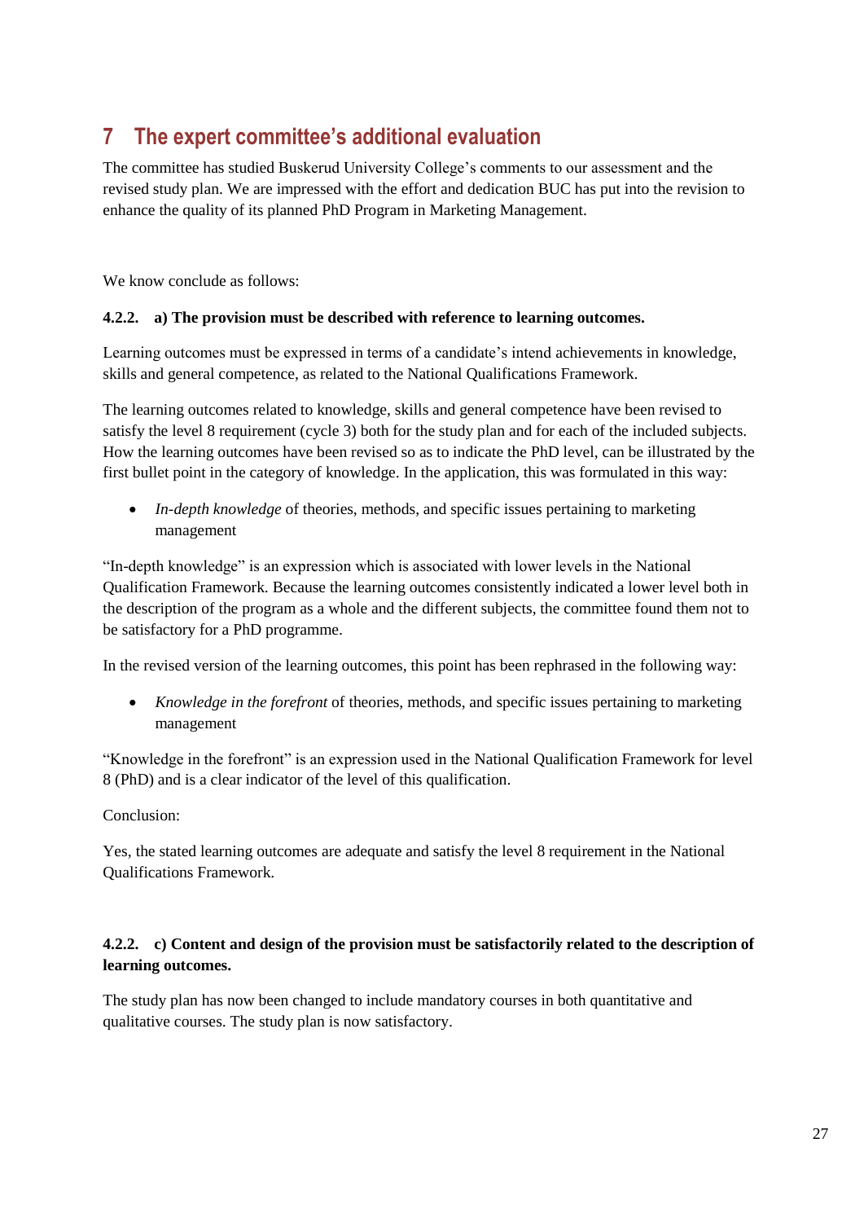# 7 The expert committee's additional evaluation

The committee has studied Buskerud University College's comments to our assessment and the revised study plan. We are impressed with the effort and dedication BUC has put into the revision to enhance the quality of its planned PhD Program in Marketing Management.

We know conclude as follows:

**4.2.2. a) The provision must be described with reference to learning outcomes.**

Learning outcomes must be expressed in terms of a candidate's intend achievements in knowledge, skills and general competence, as related to the National Qualifications Framework.

The learning outcomes related to knowledge, skills and general competence have been revised to satisfy the level 8 requirement (cycle 3) both for the study plan and for each of the included subjects. How the learning outcomes have been revised so as to indicate the PhD level, can be illustrated by the first bullet point in the category of knowledge. In the application, this was formulated in this way:

- *In-depth knowledge* of theories, methods, and specific issues pertaining to marketing management

"In-depth knowledge" is an expression which is associated with lower levels in the National Qualification Framework. Because the learning outcomes consistently indicated a lower level both in the description of the program as a whole and the different subjects, the committee found them not to be satisfactory for a PhD programme.

In the revised version of the learning outcomes, this point has been rephrased in the following way:

- *Knowledge in the forefront* of theories, methods, and specific issues pertaining to marketing management

"Knowledge in the forefront" is an expression used in the National Qualification Framework for level 8 (PhD) and is a clear indicator of the level of this qualification.

Conclusion:

Yes, the stated learning outcomes are adequate and satisfy the level 8 requirement in the National Qualifications Framework.

**4.2.2. c) Content and design of the provision must be satisfactorily related to the description of learning outcomes.**

The study plan has now been changed to include mandatory courses in both quantitative and qualitative courses. The study plan is now satisfactory.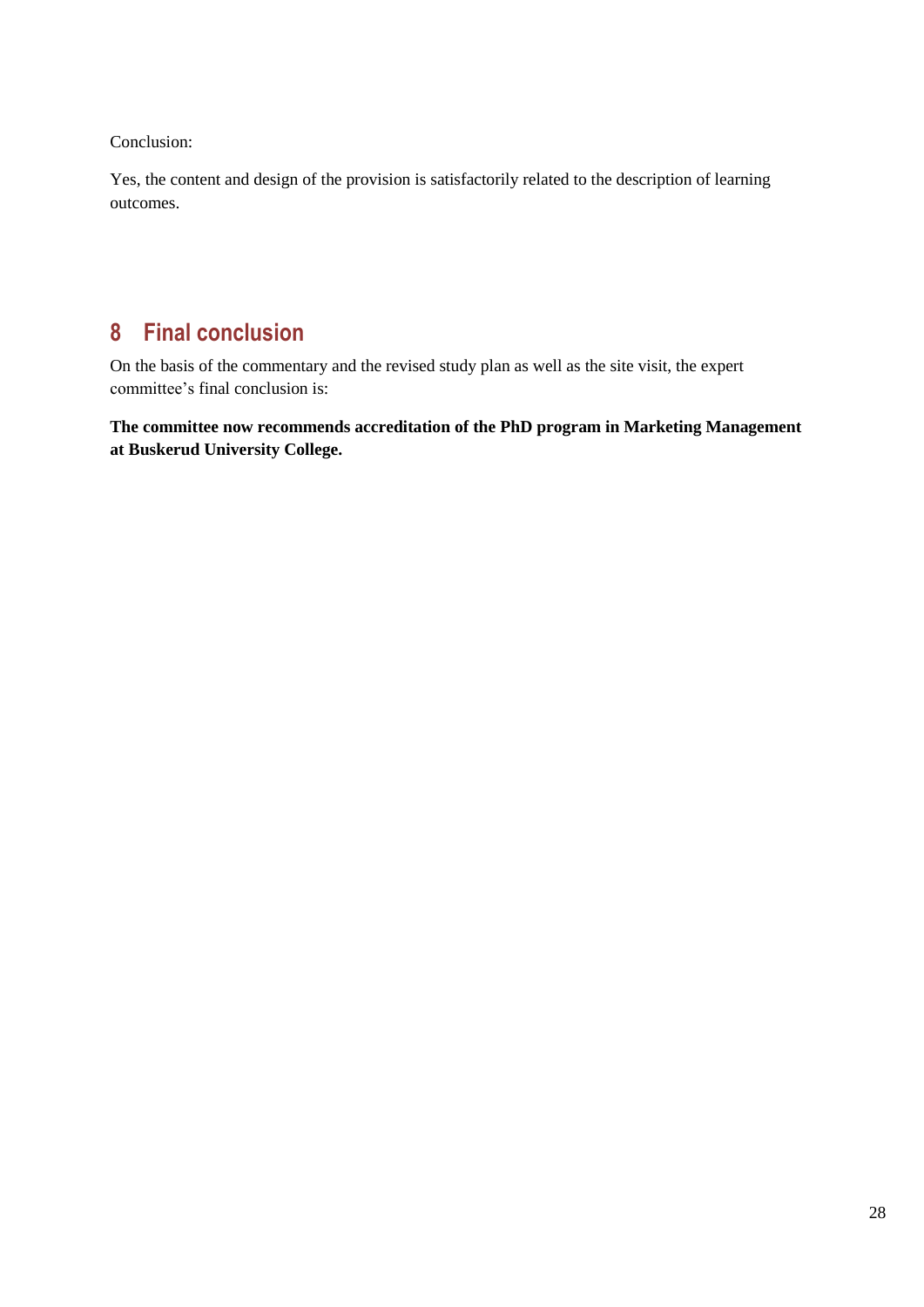Conclusion:

Yes, the content and design of the provision is satisfactorily related to the description of learning outcomes.

# 8 Final conclusion

On the basis of the commentary and the revised study plan as well as the site visit, the expert committee's final conclusion is:

**The committee now recommends accreditation of the PhD program in Marketing Management at Buskerud University College.**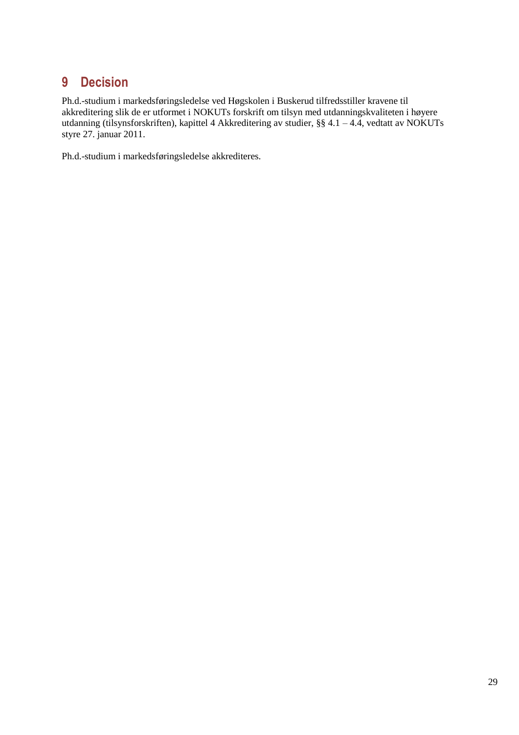# 9 Decision

Ph.d.-studium i markedsføringsledelse ved Høgskolen i Buskerud tilfredsstiller kravene til akkreditering slik de er utformet i NOKUTs forskrift om tilsyn med utdanningskvaliteten i høyere utdanning (tilsynsforskriften), kapittel 4 Akkreditering av studier, §§ 4.1 – 4.4, vedtatt av NOKUTs styre 27. januar 2011.

Ph.d.-studium i markedsføringsledelse akkrediteres.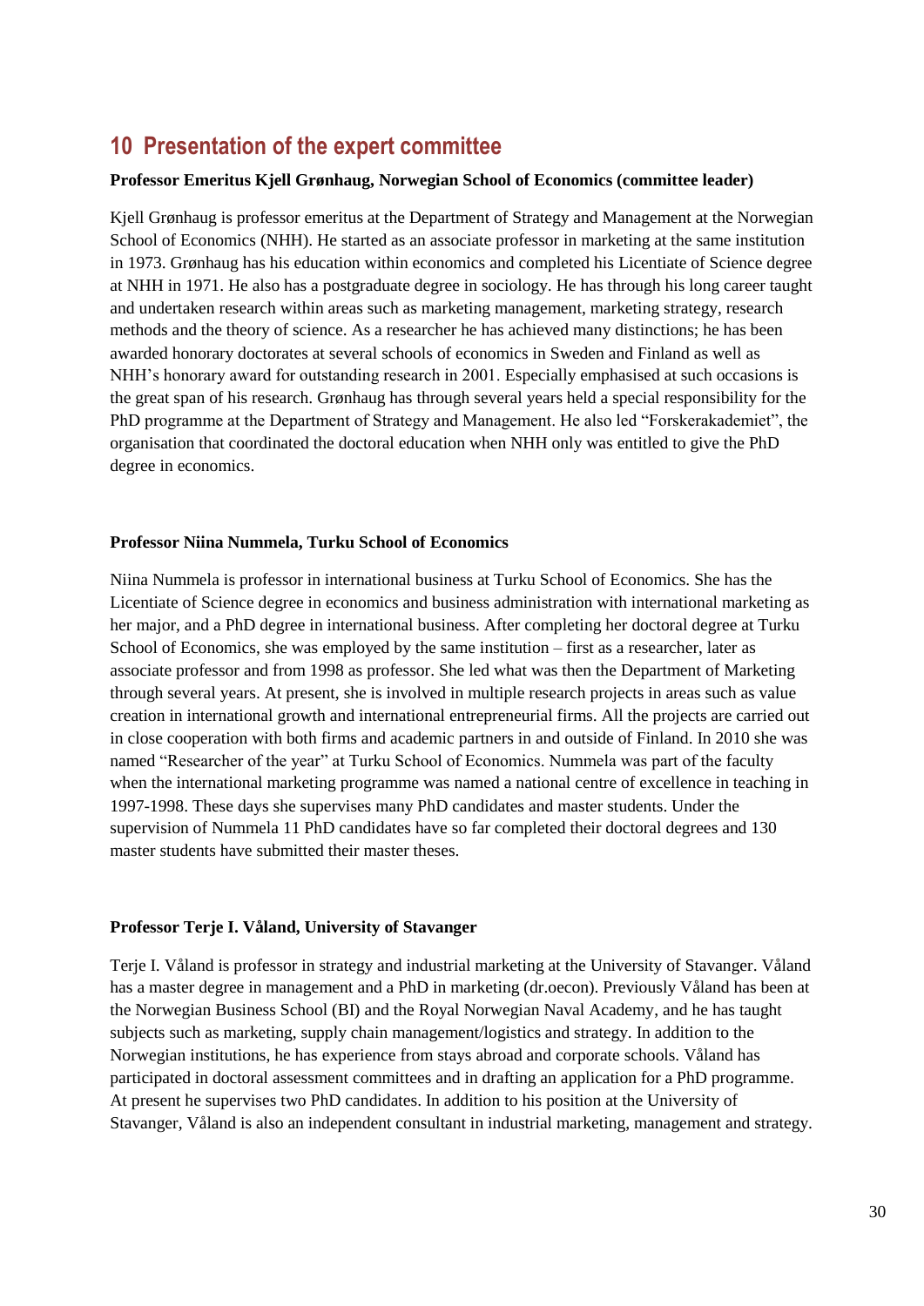## 10 Presentation of the expert committee

**Professor Emeritus Kjell Grønhaug, Norwegian School of Economics (committee leader)**

Kjell Grønhaug is professor emeritus at the Department of Strategy and Management at the Norwegian School of Economics (NHH). He started as an associate professor in marketing at the same institution in 1973. Grønhaug has his education within economics and completed his Licentiate of Science degree at NHH in 1971. He also has a postgraduate degree in sociology. He has through his long career taught and undertaken research within areas such as marketing management, marketing strategy, research methods and the theory of science. As a researcher he has achieved many distinctions; he has been awarded honorary doctorates at several schools of economics in Sweden and Finland as well as NHH's honorary award for outstanding research in 2001. Especially emphasised at such occasions is the great span of his research. Grønhaug has through several years held a special responsibility for the PhD programme at the Department of Strategy and Management. He also led "Forskerakademiet", the organisation that coordinated the doctoral education when NHH only was entitled to give the PhD degree in economics.

**Professor Niina Nummela, Turku School of Economics**

Niina Nummela is professor in international business at Turku School of Economics. She has the Licentiate of Science degree in economics and business administration with international marketing as her major, and a PhD degree in international business. After completing her doctoral degree at Turku School of Economics, she was employed by the same institution – first as a researcher, later as associate professor and from 1998 as professor. She led what was then the Department of Marketing through several years. At present, she is involved in multiple research projects in areas such as value creation in international growth and international entrepreneurial firms. All the projects are carried out in close cooperation with both firms and academic partners in and outside of Finland. In 2010 she was named "Researcher of the year" at Turku School of Economics. Nummela was part of the faculty when the international marketing programme was named a national centre of excellence in teaching in 1997-1998. These days she supervises many PhD candidates and master students. Under the supervision of Nummela 11 PhD candidates have so far completed their doctoral degrees and 130 master students have submitted their master theses.

**Professor Terje I. Våland, University of Stavanger**

Terje I. Våland is professor in strategy and industrial marketing at the University of Stavanger. Våland has a master degree in management and a PhD in marketing (dr.oecon). Previously Våland has been at the Norwegian Business School (BI) and the Royal Norwegian Naval Academy, and he has taught subjects such as marketing, supply chain management/logistics and strategy. In addition to the Norwegian institutions, he has experience from stays abroad and corporate schools. Våland has participated in doctoral assessment committees and in drafting an application for a PhD programme. At present he supervises two PhD candidates. In addition to his position at the University of Stavanger, Våland is also an independent consultant in industrial marketing, management and strategy.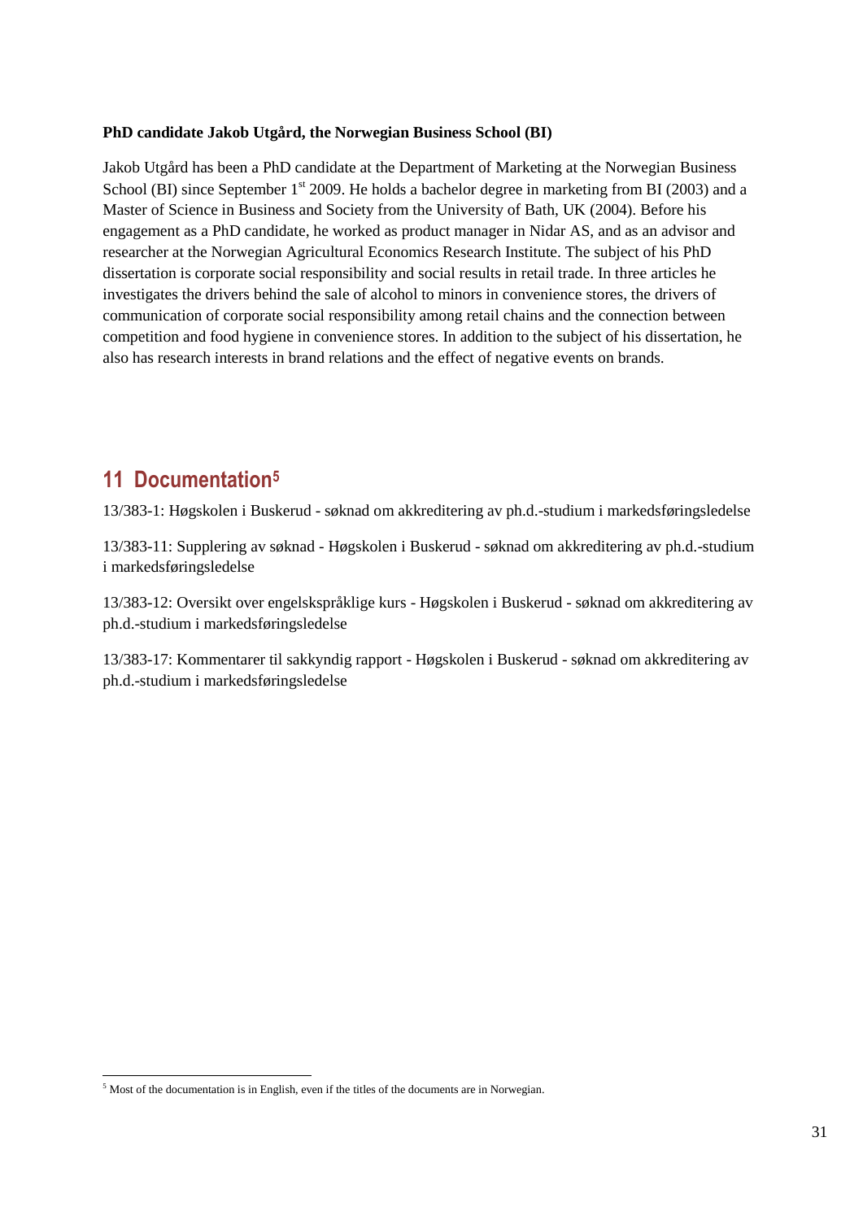**PhD candidate Jakob Utgård, the Norwegian Business School (BI)**

Jakob Utgård has been a PhD candidate at the Department of Marketing at the Norwegian Business School (BI) since September 1st 2009. He holds a bachelor degree in marketing from BI (2003) and a Master of Science in Business and Society from the University of Bath, UK (2004). Before his engagement as a PhD candidate, he worked as product manager in Nidar AS, and as an advisor and researcher at the Norwegian Agricultural Economics Research Institute. The subject of his PhD dissertation is corporate social responsibility and social results in retail trade. In three articles he investigates the drivers behind the sale of alcohol to minors in convenience stores, the drivers of communication of corporate social responsibility among retail chains and the connection between competition and food hygiene in convenience stores. In addition to the subject of his dissertation, he also has research interests in brand relations and the effect of negative events on brands.

## 11 Documentation[5]

13/383-1: Høgskolen i Buskerud - søknad om akkreditering av ph.d.-studium i markedsføringsledelse

13/383-11: Supplering av søknad - Høgskolen i Buskerud - søknad om akkreditering av ph.d.-studium i markedsføringsledelse

13/383-12: Oversikt over engelskspråklige kurs - Høgskolen i Buskerud - søknad om akkreditering av ph.d.-studium i markedsføringsledelse

13/383-17: Kommentarer til sakkyndig rapport - Høgskolen i Buskerud - søknad om akkreditering av ph.d.-studium i markedsføringsledelse

[5] Most of the documentation is in English, even if the titles of the documents are in Norwegian.